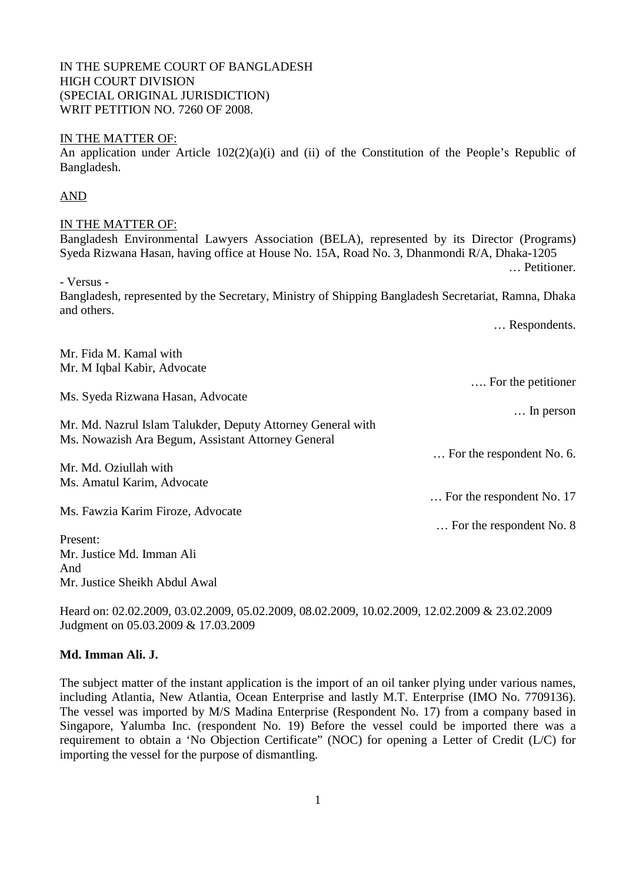IN THE SUPREME COURT OF BANGLADESH
HIGH COURT DIVISION
(SPECIAL ORIGINAL JURISDICTION)
WRIT PETITION NO. 7260 OF 2008.

<u>IN THE MATTER OF:</u>
An application under Article 102(2)(a)(i) and (ii) of the Constitution of the People's Republic of Bangladesh.

<u>AND</u>

<u>IN THE MATTER OF:</u>
Bangladesh Environmental Lawyers Association (BELA), represented by its Director (Programs) Syeda Rizwana Hasan, having office at House No. 15A, Road No. 3, Dhanmondi R/A, Dhaka-1205

… Petitioner.

- Versus -

Bangladesh, represented by the Secretary, Ministry of Shipping Bangladesh Secretariat, Ramna, Dhaka and others.

… Respondents.

Mr. Fida M. Kamal with
Mr. M Iqbal Kabir, Advocate

…. For the petitioner

Ms. Syeda Rizwana Hasan, Advocate

… In person

Mr. Md. Nazrul Islam Talukder, Deputy Attorney General with
Ms. Nowazish Ara Begum, Assistant Attorney General

… For the respondent No. 6.

Mr. Md. Oziullah with
Ms. Amatul Karim, Advocate

… For the respondent No. 17

Ms. Fawzia Karim Firoze, Advocate

… For the respondent No. 8

Present:
Mr. Justice Md. Imman Ali
And
Mr. Justice Sheikh Abdul Awal

Heard on: 02.02.2009, 03.02.2009, 05.02.2009, 08.02.2009, 10.02.2009, 12.02.2009 & 23.02.2009
Judgment on 05.03.2009 & 17.03.2009

**Md. Imman Ali. J.**

The subject matter of the instant application is the import of an oil tanker plying under various names, including Atlantia, New Atlantia, Ocean Enterprise and lastly M.T. Enterprise (IMO No. 7709136). The vessel was imported by M/S Madina Enterprise (Respondent No. 17) from a company based in Singapore, Yalumba Inc. (respondent No. 19) Before the vessel could be imported there was a requirement to obtain a 'No Objection Certificate" (NOC) for opening a Letter of Credit (L/C) for importing the vessel for the purpose of dismantling.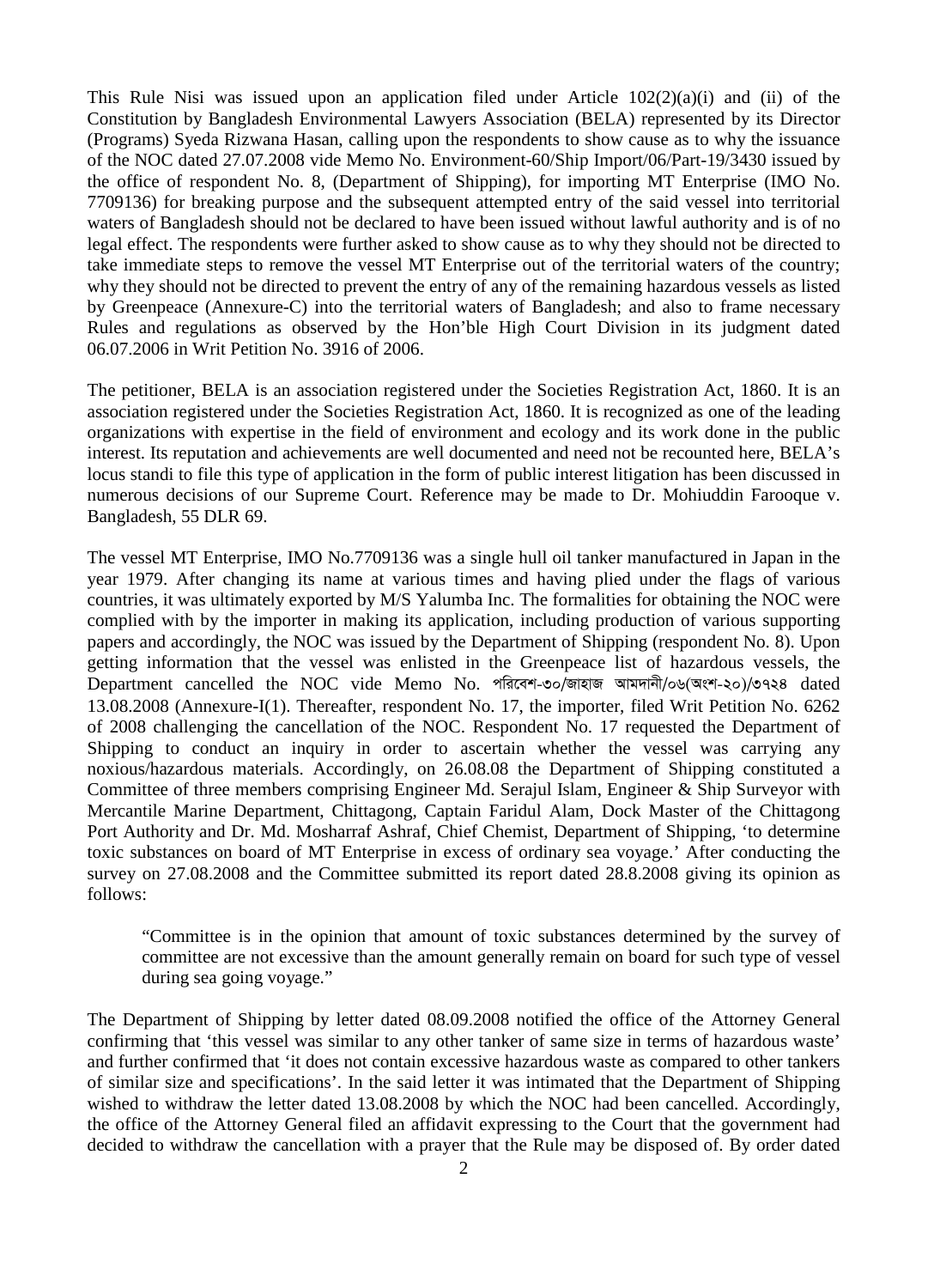This Rule Nisi was issued upon an application filed under Article 102(2)(a)(i) and (ii) of the Constitution by Bangladesh Environmental Lawyers Association (BELA) represented by its Director (Programs) Syeda Rizwana Hasan, calling upon the respondents to show cause as to why the issuance of the NOC dated 27.07.2008 vide Memo No. Environment-60/Ship Import/06/Part-19/3430 issued by the office of respondent No. 8, (Department of Shipping), for importing MT Enterprise (IMO No. 7709136) for breaking purpose and the subsequent attempted entry of the said vessel into territorial waters of Bangladesh should not be declared to have been issued without lawful authority and is of no legal effect. The respondents were further asked to show cause as to why they should not be directed to take immediate steps to remove the vessel MT Enterprise out of the territorial waters of the country; why they should not be directed to prevent the entry of any of the remaining hazardous vessels as listed by Greenpeace (Annexure-C) into the territorial waters of Bangladesh; and also to frame necessary Rules and regulations as observed by the Hon'ble High Court Division in its judgment dated 06.07.2006 in Writ Petition No. 3916 of 2006.

The petitioner, BELA is an association registered under the Societies Registration Act, 1860. It is an association registered under the Societies Registration Act, 1860. It is recognized as one of the leading organizations with expertise in the field of environment and ecology and its work done in the public interest. Its reputation and achievements are well documented and need not be recounted here, BELA's locus standi to file this type of application in the form of public interest litigation has been discussed in numerous decisions of our Supreme Court. Reference may be made to Dr. Mohiuddin Farooque v. Bangladesh, 55 DLR 69.

The vessel MT Enterprise, IMO No.7709136 was a single hull oil tanker manufactured in Japan in the year 1979. After changing its name at various times and having plied under the flags of various countries, it was ultimately exported by M/S Yalumba Inc. The formalities for obtaining the NOC were complied with by the importer in making its application, including production of various supporting papers and accordingly, the NOC was issued by the Department of Shipping (respondent No. 8). Upon getting information that the vessel was enlisted in the Greenpeace list of hazardous vessels, the Department cancelled the NOC vide Memo No. পরিবেশ-৩০/জাহাজ আমদানী/০৬(অংশ-২০)/৩৭২৪ dated 13.08.2008 (Annexure-I(1). Thereafter, respondent No. 17, the importer, filed Writ Petition No. 6262 of 2008 challenging the cancellation of the NOC. Respondent No. 17 requested the Department of Shipping to conduct an inquiry in order to ascertain whether the vessel was carrying any noxious/hazardous materials. Accordingly, on 26.08.08 the Department of Shipping constituted a Committee of three members comprising Engineer Md. Serajul Islam, Engineer & Ship Surveyor with Mercantile Marine Department, Chittagong, Captain Faridul Alam, Dock Master of the Chittagong Port Authority and Dr. Md. Mosharraf Ashraf, Chief Chemist, Department of Shipping, 'to determine toxic substances on board of MT Enterprise in excess of ordinary sea voyage.' After conducting the survey on 27.08.2008 and the Committee submitted its report dated 28.8.2008 giving its opinion as follows:

> "Committee is in the opinion that amount of toxic substances determined by the survey of committee are not excessive than the amount generally remain on board for such type of vessel during sea going voyage."

The Department of Shipping by letter dated 08.09.2008 notified the office of the Attorney General confirming that 'this vessel was similar to any other tanker of same size in terms of hazardous waste' and further confirmed that 'it does not contain excessive hazardous waste as compared to other tankers of similar size and specifications'. In the said letter it was intimated that the Department of Shipping wished to withdraw the letter dated 13.08.2008 by which the NOC had been cancelled. Accordingly, the office of the Attorney General filed an affidavit expressing to the Court that the government had decided to withdraw the cancellation with a prayer that the Rule may be disposed of. By order dated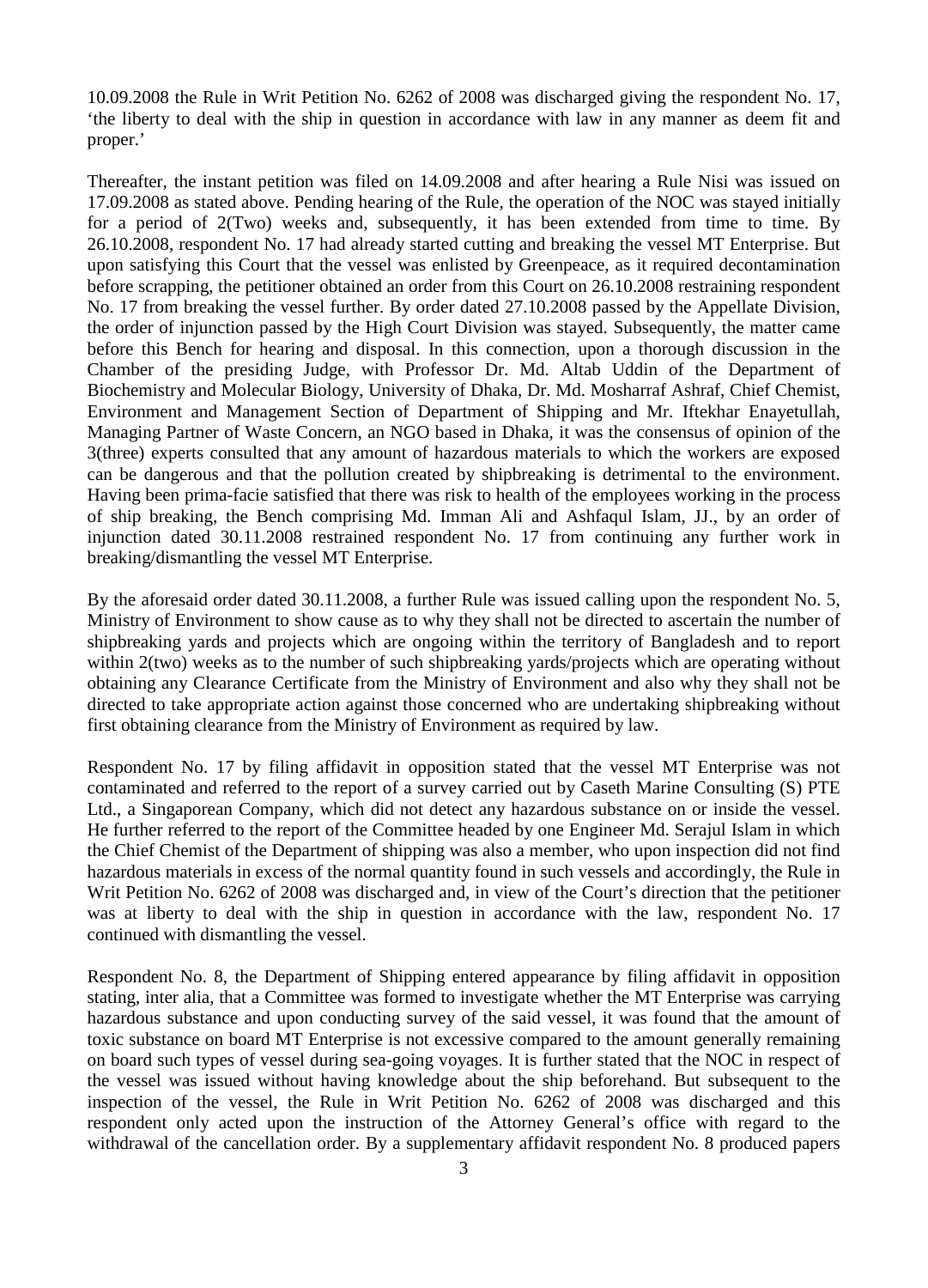10.09.2008 the Rule in Writ Petition No. 6262 of 2008 was discharged giving the respondent No. 17, 'the liberty to deal with the ship in question in accordance with law in any manner as deem fit and proper.'

Thereafter, the instant petition was filed on 14.09.2008 and after hearing a Rule Nisi was issued on 17.09.2008 as stated above. Pending hearing of the Rule, the operation of the NOC was stayed initially for a period of 2(Two) weeks and, subsequently, it has been extended from time to time. By 26.10.2008, respondent No. 17 had already started cutting and breaking the vessel MT Enterprise. But upon satisfying this Court that the vessel was enlisted by Greenpeace, as it required decontamination before scrapping, the petitioner obtained an order from this Court on 26.10.2008 restraining respondent No. 17 from breaking the vessel further. By order dated 27.10.2008 passed by the Appellate Division, the order of injunction passed by the High Court Division was stayed. Subsequently, the matter came before this Bench for hearing and disposal. In this connection, upon a thorough discussion in the Chamber of the presiding Judge, with Professor Dr. Md. Altab Uddin of the Department of Biochemistry and Molecular Biology, University of Dhaka, Dr. Md. Mosharraf Ashraf, Chief Chemist, Environment and Management Section of Department of Shipping and Mr. Iftekhar Enayetullah, Managing Partner of Waste Concern, an NGO based in Dhaka, it was the consensus of opinion of the 3(three) experts consulted that any amount of hazardous materials to which the workers are exposed can be dangerous and that the pollution created by shipbreaking is detrimental to the environment. Having been prima-facie satisfied that there was risk to health of the employees working in the process of ship breaking, the Bench comprising Md. Imman Ali and Ashfaqul Islam, JJ., by an order of injunction dated 30.11.2008 restrained respondent No. 17 from continuing any further work in breaking/dismantling the vessel MT Enterprise.

By the aforesaid order dated 30.11.2008, a further Rule was issued calling upon the respondent No. 5, Ministry of Environment to show cause as to why they shall not be directed to ascertain the number of shipbreaking yards and projects which are ongoing within the territory of Bangladesh and to report within 2(two) weeks as to the number of such shipbreaking yards/projects which are operating without obtaining any Clearance Certificate from the Ministry of Environment and also why they shall not be directed to take appropriate action against those concerned who are undertaking shipbreaking without first obtaining clearance from the Ministry of Environment as required by law.

Respondent No. 17 by filing affidavit in opposition stated that the vessel MT Enterprise was not contaminated and referred to the report of a survey carried out by Caseth Marine Consulting (S) PTE Ltd., a Singaporean Company, which did not detect any hazardous substance on or inside the vessel. He further referred to the report of the Committee headed by one Engineer Md. Serajul Islam in which the Chief Chemist of the Department of shipping was also a member, who upon inspection did not find hazardous materials in excess of the normal quantity found in such vessels and accordingly, the Rule in Writ Petition No. 6262 of 2008 was discharged and, in view of the Court's direction that the petitioner was at liberty to deal with the ship in question in accordance with the law, respondent No. 17 continued with dismantling the vessel.

Respondent No. 8, the Department of Shipping entered appearance by filing affidavit in opposition stating, inter alia, that a Committee was formed to investigate whether the MT Enterprise was carrying hazardous substance and upon conducting survey of the said vessel, it was found that the amount of toxic substance on board MT Enterprise is not excessive compared to the amount generally remaining on board such types of vessel during sea-going voyages. It is further stated that the NOC in respect of the vessel was issued without having knowledge about the ship beforehand. But subsequent to the inspection of the vessel, the Rule in Writ Petition No. 6262 of 2008 was discharged and this respondent only acted upon the instruction of the Attorney General's office with regard to the withdrawal of the cancellation order. By a supplementary affidavit respondent No. 8 produced papers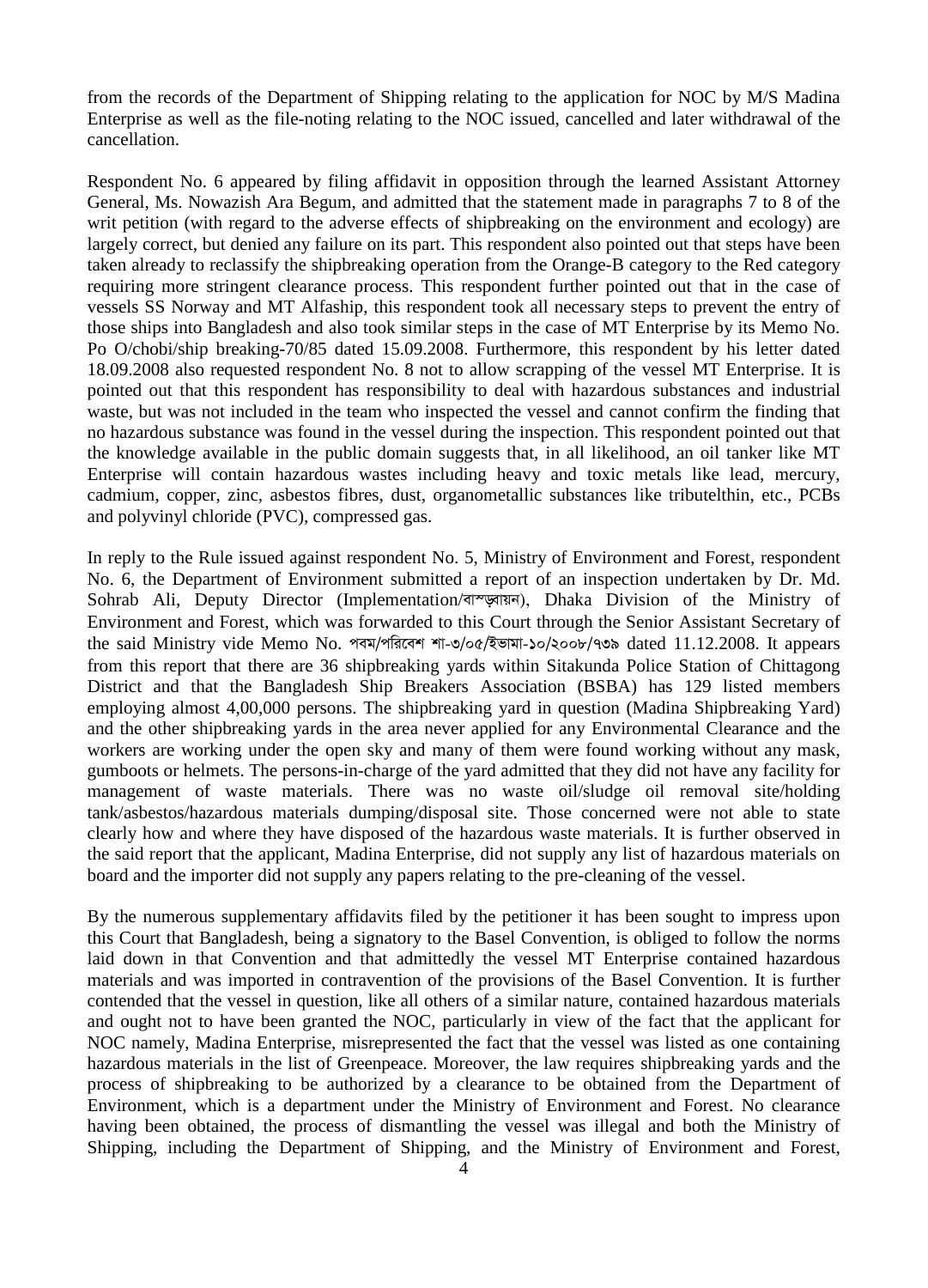from the records of the Department of Shipping relating to the application for NOC by M/S Madina Enterprise as well as the file-noting relating to the NOC issued, cancelled and later withdrawal of the cancellation.

Respondent No. 6 appeared by filing affidavit in opposition through the learned Assistant Attorney General, Ms. Nowazish Ara Begum, and admitted that the statement made in paragraphs 7 to 8 of the writ petition (with regard to the adverse effects of shipbreaking on the environment and ecology) are largely correct, but denied any failure on its part. This respondent also pointed out that steps have been taken already to reclassify the shipbreaking operation from the Orange-B category to the Red category requiring more stringent clearance process. This respondent further pointed out that in the case of vessels SS Norway and MT Alfaship, this respondent took all necessary steps to prevent the entry of those ships into Bangladesh and also took similar steps in the case of MT Enterprise by its Memo No. Po O/chobi/ship breaking-70/85 dated 15.09.2008. Furthermore, this respondent by his letter dated 18.09.2008 also requested respondent No. 8 not to allow scrapping of the vessel MT Enterprise. It is pointed out that this respondent has responsibility to deal with hazardous substances and industrial waste, but was not included in the team who inspected the vessel and cannot confirm the finding that no hazardous substance was found in the vessel during the inspection. This respondent pointed out that the knowledge available in the public domain suggests that, in all likelihood, an oil tanker like MT Enterprise will contain hazardous wastes including heavy and toxic metals like lead, mercury, cadmium, copper, zinc, asbestos fibres, dust, organometallic substances like tributelthin, etc., PCBs and polyvinyl chloride (PVC), compressed gas.

In reply to the Rule issued against respondent No. 5, Ministry of Environment and Forest, respondent No. 6, the Department of Environment submitted a report of an inspection undertaken by Dr. Md. Sohrab Ali, Deputy Director (Implementation/বাস্তবায়ন), Dhaka Division of the Ministry of Environment and Forest, which was forwarded to this Court through the Senior Assistant Secretary of the said Ministry vide Memo No. পবম/পরিবেশ শা-৩/০৫/ইভামা-১০/২০০৮/৭৩৯ dated 11.12.2008. It appears from this report that there are 36 shipbreaking yards within Sitakunda Police Station of Chittagong District and that the Bangladesh Ship Breakers Association (BSBA) has 129 listed members employing almost 4,00,000 persons. The shipbreaking yard in question (Madina Shipbreaking Yard) and the other shipbreaking yards in the area never applied for any Environmental Clearance and the workers are working under the open sky and many of them were found working without any mask, gumboots or helmets. The persons-in-charge of the yard admitted that they did not have any facility for management of waste materials. There was no waste oil/sludge oil removal site/holding tank/asbestos/hazardous materials dumping/disposal site. Those concerned were not able to state clearly how and where they have disposed of the hazardous waste materials. It is further observed in the said report that the applicant, Madina Enterprise, did not supply any list of hazardous materials on board and the importer did not supply any papers relating to the pre-cleaning of the vessel.

By the numerous supplementary affidavits filed by the petitioner it has been sought to impress upon this Court that Bangladesh, being a signatory to the Basel Convention, is obliged to follow the norms laid down in that Convention and that admittedly the vessel MT Enterprise contained hazardous materials and was imported in contravention of the provisions of the Basel Convention. It is further contended that the vessel in question, like all others of a similar nature, contained hazardous materials and ought not to have been granted the NOC, particularly in view of the fact that the applicant for NOC namely, Madina Enterprise, misrepresented the fact that the vessel was listed as one containing hazardous materials in the list of Greenpeace. Moreover, the law requires shipbreaking yards and the process of shipbreaking to be authorized by a clearance to be obtained from the Department of Environment, which is a department under the Ministry of Environment and Forest. No clearance having been obtained, the process of dismantling the vessel was illegal and both the Ministry of Shipping, including the Department of Shipping, and the Ministry of Environment and Forest,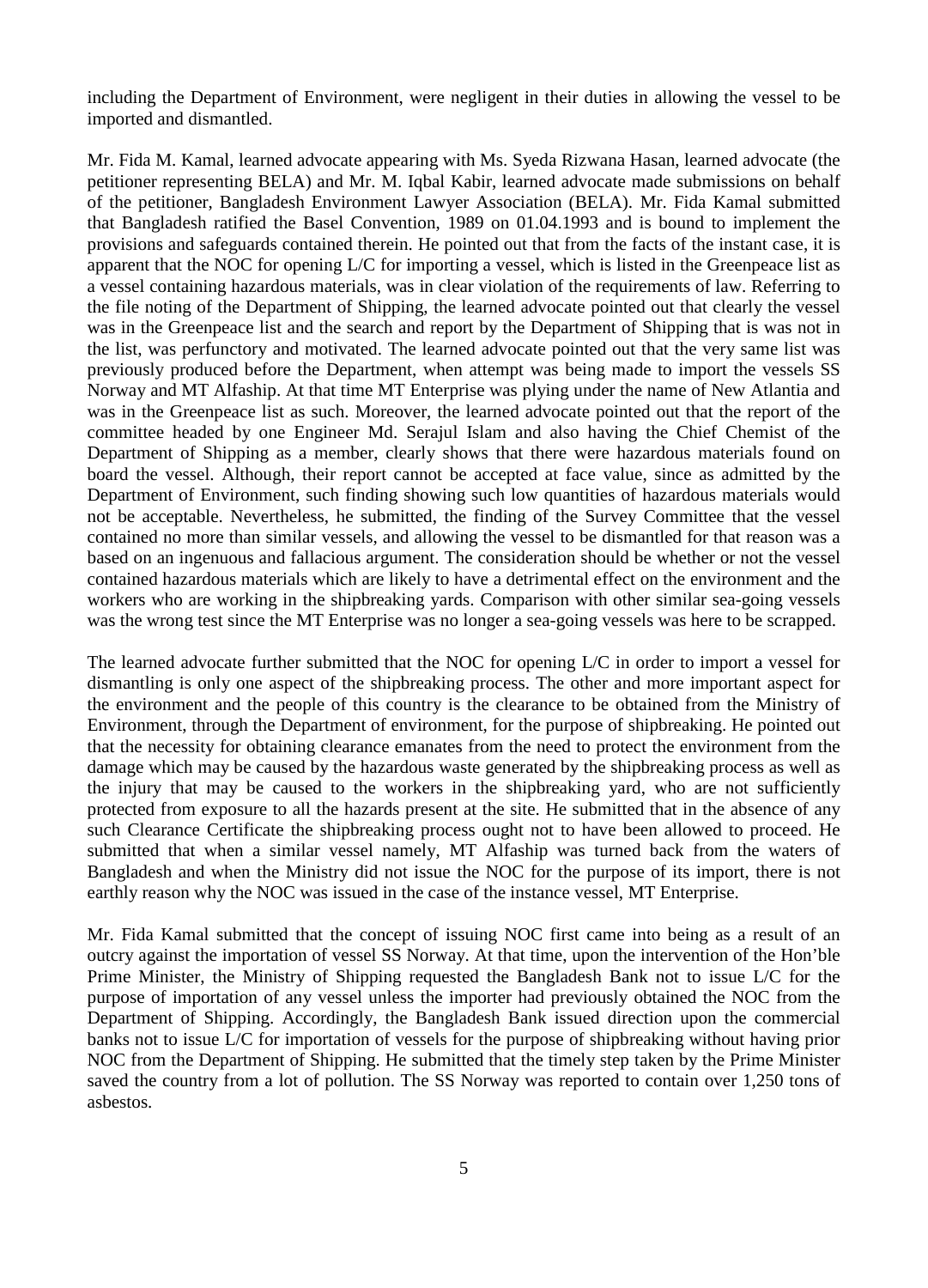including the Department of Environment, were negligent in their duties in allowing the vessel to be imported and dismantled.

Mr. Fida M. Kamal, learned advocate appearing with Ms. Syeda Rizwana Hasan, learned advocate (the petitioner representing BELA) and Mr. M. Iqbal Kabir, learned advocate made submissions on behalf of the petitioner, Bangladesh Environment Lawyer Association (BELA). Mr. Fida Kamal submitted that Bangladesh ratified the Basel Convention, 1989 on 01.04.1993 and is bound to implement the provisions and safeguards contained therein. He pointed out that from the facts of the instant case, it is apparent that the NOC for opening L/C for importing a vessel, which is listed in the Greenpeace list as a vessel containing hazardous materials, was in clear violation of the requirements of law. Referring to the file noting of the Department of Shipping, the learned advocate pointed out that clearly the vessel was in the Greenpeace list and the search and report by the Department of Shipping that is was not in the list, was perfunctory and motivated. The learned advocate pointed out that the very same list was previously produced before the Department, when attempt was being made to import the vessels SS Norway and MT Alfaship. At that time MT Enterprise was plying under the name of New Atlantia and was in the Greenpeace list as such. Moreover, the learned advocate pointed out that the report of the committee headed by one Engineer Md. Serajul Islam and also having the Chief Chemist of the Department of Shipping as a member, clearly shows that there were hazardous materials found on board the vessel. Although, their report cannot be accepted at face value, since as admitted by the Department of Environment, such finding showing such low quantities of hazardous materials would not be acceptable. Nevertheless, he submitted, the finding of the Survey Committee that the vessel contained no more than similar vessels, and allowing the vessel to be dismantled for that reason was a based on an ingenuous and fallacious argument. The consideration should be whether or not the vessel contained hazardous materials which are likely to have a detrimental effect on the environment and the workers who are working in the shipbreaking yards. Comparison with other similar sea-going vessels was the wrong test since the MT Enterprise was no longer a sea-going vessels was here to be scrapped.

The learned advocate further submitted that the NOC for opening L/C in order to import a vessel for dismantling is only one aspect of the shipbreaking process. The other and more important aspect for the environment and the people of this country is the clearance to be obtained from the Ministry of Environment, through the Department of environment, for the purpose of shipbreaking. He pointed out that the necessity for obtaining clearance emanates from the need to protect the environment from the damage which may be caused by the hazardous waste generated by the shipbreaking process as well as the injury that may be caused to the workers in the shipbreaking yard, who are not sufficiently protected from exposure to all the hazards present at the site. He submitted that in the absence of any such Clearance Certificate the shipbreaking process ought not to have been allowed to proceed. He submitted that when a similar vessel namely, MT Alfaship was turned back from the waters of Bangladesh and when the Ministry did not issue the NOC for the purpose of its import, there is not earthly reason why the NOC was issued in the case of the instance vessel, MT Enterprise.

Mr. Fida Kamal submitted that the concept of issuing NOC first came into being as a result of an outcry against the importation of vessel SS Norway. At that time, upon the intervention of the Hon'ble Prime Minister, the Ministry of Shipping requested the Bangladesh Bank not to issue L/C for the purpose of importation of any vessel unless the importer had previously obtained the NOC from the Department of Shipping. Accordingly, the Bangladesh Bank issued direction upon the commercial banks not to issue L/C for importation of vessels for the purpose of shipbreaking without having prior NOC from the Department of Shipping. He submitted that the timely step taken by the Prime Minister saved the country from a lot of pollution. The SS Norway was reported to contain over 1,250 tons of asbestos.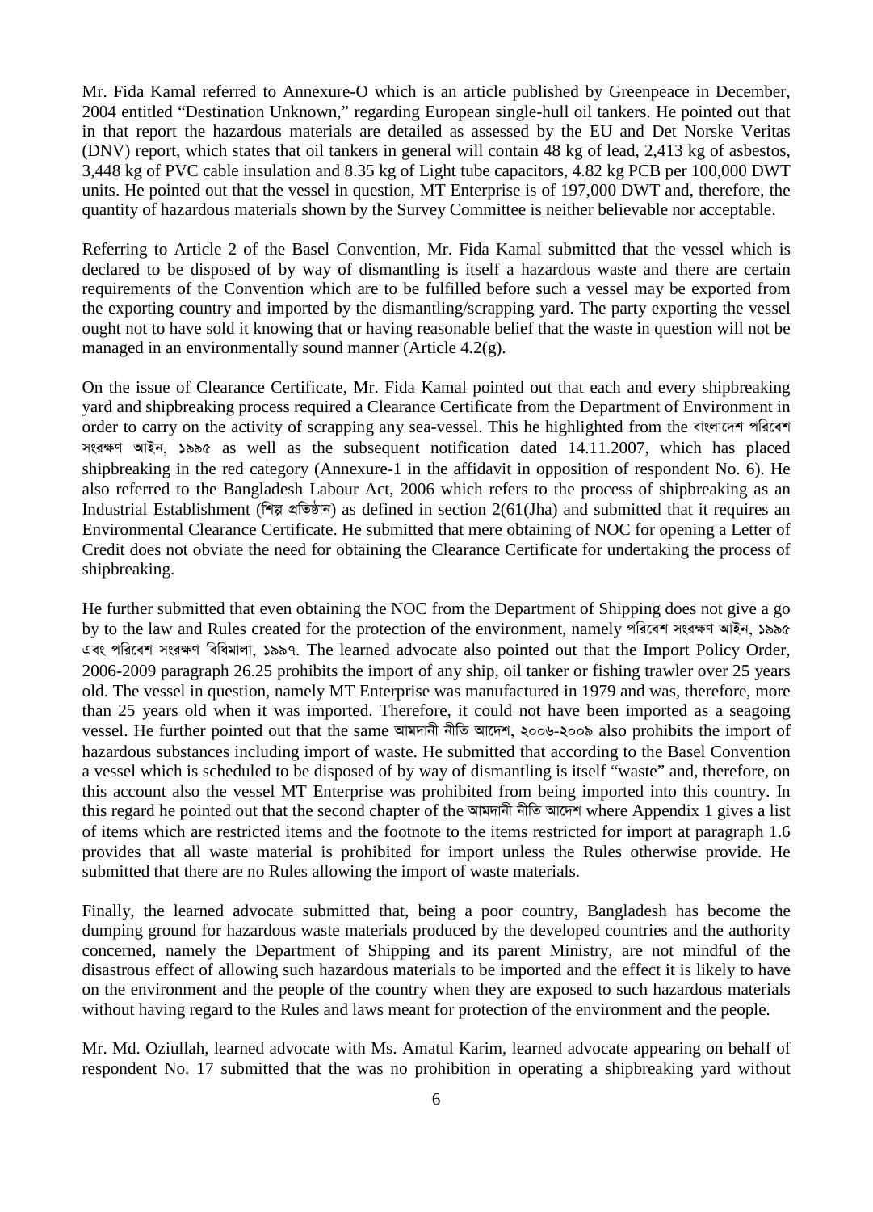Mr. Fida Kamal referred to Annexure-O which is an article published by Greenpeace in December, 2004 entitled "Destination Unknown," regarding European single-hull oil tankers. He pointed out that in that report the hazardous materials are detailed as assessed by the EU and Det Norske Veritas (DNV) report, which states that oil tankers in general will contain 48 kg of lead, 2,413 kg of asbestos, 3,448 kg of PVC cable insulation and 8.35 kg of Light tube capacitors, 4.82 kg PCB per 100,000 DWT units. He pointed out that the vessel in question, MT Enterprise is of 197,000 DWT and, therefore, the quantity of hazardous materials shown by the Survey Committee is neither believable nor acceptable.

Referring to Article 2 of the Basel Convention, Mr. Fida Kamal submitted that the vessel which is declared to be disposed of by way of dismantling is itself a hazardous waste and there are certain requirements of the Convention which are to be fulfilled before such a vessel may be exported from the exporting country and imported by the dismantling/scrapping yard. The party exporting the vessel ought not to have sold it knowing that or having reasonable belief that the waste in question will not be managed in an environmentally sound manner (Article 4.2(g).

On the issue of Clearance Certificate, Mr. Fida Kamal pointed out that each and every shipbreaking yard and shipbreaking process required a Clearance Certificate from the Department of Environment in order to carry on the activity of scrapping any sea-vessel. This he highlighted from the বাংলাদেশ পরিবেশ সংরক্ষণ আইন, ১৯৯৫ as well as the subsequent notification dated 14.11.2007, which has placed shipbreaking in the red category (Annexure-1 in the affidavit in opposition of respondent No. 6). He also referred to the Bangladesh Labour Act, 2006 which refers to the process of shipbreaking as an Industrial Establishment (শিল্প প্রতিষ্ঠান) as defined in section 2(61(Jha) and submitted that it requires an Environmental Clearance Certificate. He submitted that mere obtaining of NOC for opening a Letter of Credit does not obviate the need for obtaining the Clearance Certificate for undertaking the process of shipbreaking.

He further submitted that even obtaining the NOC from the Department of Shipping does not give a go by to the law and Rules created for the protection of the environment, namely পরিবেশ সংরক্ষণ আইন, ১৯৯৫ এবং পরিবেশ সংরক্ষণ বিধিমালা, ১৯৯৭. The learned advocate also pointed out that the Import Policy Order, 2006-2009 paragraph 26.25 prohibits the import of any ship, oil tanker or fishing trawler over 25 years old. The vessel in question, namely MT Enterprise was manufactured in 1979 and was, therefore, more than 25 years old when it was imported. Therefore, it could not have been imported as a seagoing vessel. He further pointed out that the same আমদানী নীতি আদেশ, ২০০৬-২০০৯ also prohibits the import of hazardous substances including import of waste. He submitted that according to the Basel Convention a vessel which is scheduled to be disposed of by way of dismantling is itself "waste" and, therefore, on this account also the vessel MT Enterprise was prohibited from being imported into this country. In this regard he pointed out that the second chapter of the আমদানী নীতি আদেশ where Appendix 1 gives a list of items which are restricted items and the footnote to the items restricted for import at paragraph 1.6 provides that all waste material is prohibited for import unless the Rules otherwise provide. He submitted that there are no Rules allowing the import of waste materials.

Finally, the learned advocate submitted that, being a poor country, Bangladesh has become the dumping ground for hazardous waste materials produced by the developed countries and the authority concerned, namely the Department of Shipping and its parent Ministry, are not mindful of the disastrous effect of allowing such hazardous materials to be imported and the effect it is likely to have on the environment and the people of the country when they are exposed to such hazardous materials without having regard to the Rules and laws meant for protection of the environment and the people.

Mr. Md. Oziullah, learned advocate with Ms. Amatul Karim, learned advocate appearing on behalf of respondent No. 17 submitted that the was no prohibition in operating a shipbreaking yard without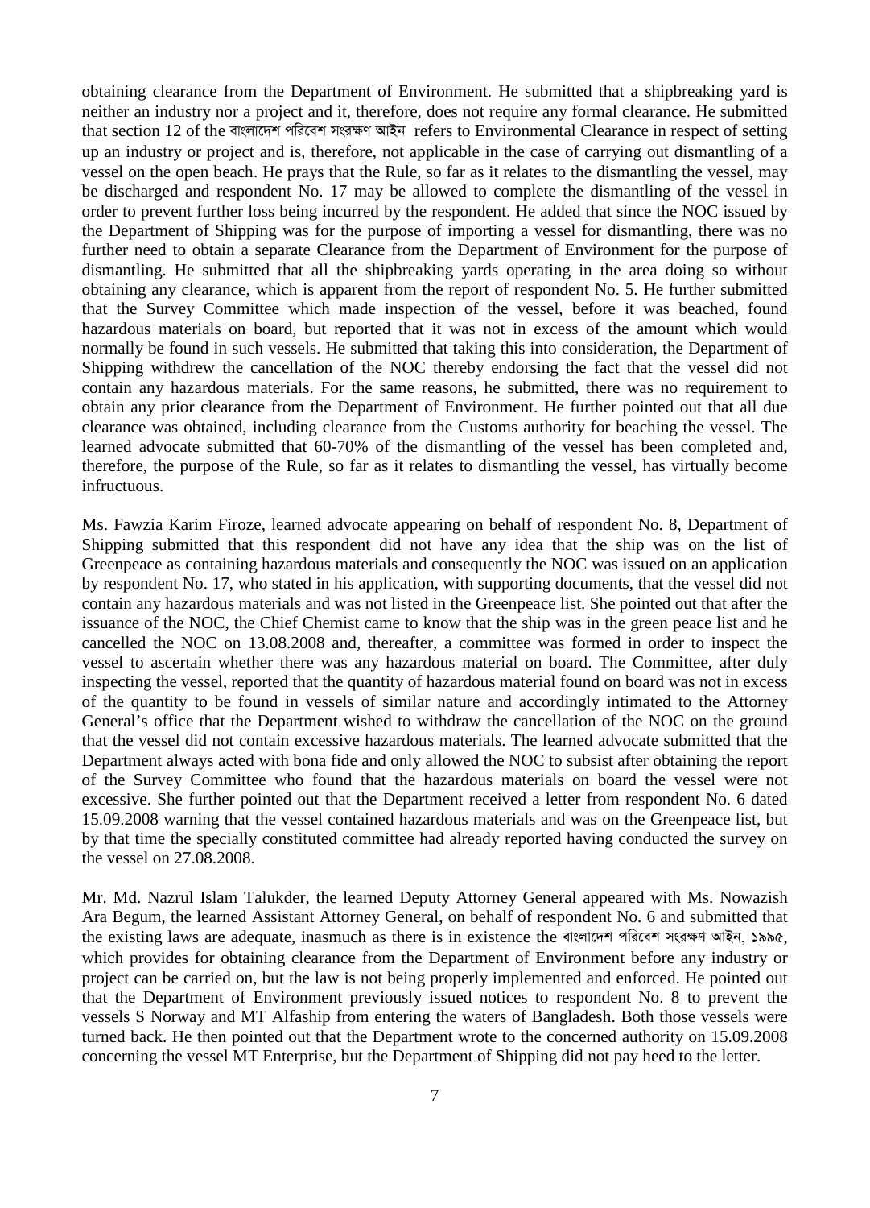obtaining clearance from the Department of Environment. He submitted that a shipbreaking yard is neither an industry nor a project and it, therefore, does not require any formal clearance. He submitted that section 12 of the বাংলাদেশ পরিবেশ সংরক্ষণ আইন refers to Environmental Clearance in respect of setting up an industry or project and is, therefore, not applicable in the case of carrying out dismantling of a vessel on the open beach. He prays that the Rule, so far as it relates to the dismantling the vessel, may be discharged and respondent No. 17 may be allowed to complete the dismantling of the vessel in order to prevent further loss being incurred by the respondent. He added that since the NOC issued by the Department of Shipping was for the purpose of importing a vessel for dismantling, there was no further need to obtain a separate Clearance from the Department of Environment for the purpose of dismantling. He submitted that all the shipbreaking yards operating in the area doing so without obtaining any clearance, which is apparent from the report of respondent No. 5. He further submitted that the Survey Committee which made inspection of the vessel, before it was beached, found hazardous materials on board, but reported that it was not in excess of the amount which would normally be found in such vessels. He submitted that taking this into consideration, the Department of Shipping withdrew the cancellation of the NOC thereby endorsing the fact that the vessel did not contain any hazardous materials. For the same reasons, he submitted, there was no requirement to obtain any prior clearance from the Department of Environment. He further pointed out that all due clearance was obtained, including clearance from the Customs authority for beaching the vessel. The learned advocate submitted that 60-70% of the dismantling of the vessel has been completed and, therefore, the purpose of the Rule, so far as it relates to dismantling the vessel, has virtually become infructuous.

Ms. Fawzia Karim Firoze, learned advocate appearing on behalf of respondent No. 8, Department of Shipping submitted that this respondent did not have any idea that the ship was on the list of Greenpeace as containing hazardous materials and consequently the NOC was issued on an application by respondent No. 17, who stated in his application, with supporting documents, that the vessel did not contain any hazardous materials and was not listed in the Greenpeace list. She pointed out that after the issuance of the NOC, the Chief Chemist came to know that the ship was in the green peace list and he cancelled the NOC on 13.08.2008 and, thereafter, a committee was formed in order to inspect the vessel to ascertain whether there was any hazardous material on board. The Committee, after duly inspecting the vessel, reported that the quantity of hazardous material found on board was not in excess of the quantity to be found in vessels of similar nature and accordingly intimated to the Attorney General's office that the Department wished to withdraw the cancellation of the NOC on the ground that the vessel did not contain excessive hazardous materials. The learned advocate submitted that the Department always acted with bona fide and only allowed the NOC to subsist after obtaining the report of the Survey Committee who found that the hazardous materials on board the vessel were not excessive. She further pointed out that the Department received a letter from respondent No. 6 dated 15.09.2008 warning that the vessel contained hazardous materials and was on the Greenpeace list, but by that time the specially constituted committee had already reported having conducted the survey on the vessel on 27.08.2008.

Mr. Md. Nazrul Islam Talukder, the learned Deputy Attorney General appeared with Ms. Nowazish Ara Begum, the learned Assistant Attorney General, on behalf of respondent No. 6 and submitted that the existing laws are adequate, inasmuch as there is in existence the বাংলাদেশ পরিবেশ সংরক্ষণ আইন, ১৯৯৫, which provides for obtaining clearance from the Department of Environment before any industry or project can be carried on, but the law is not being properly implemented and enforced. He pointed out that the Department of Environment previously issued notices to respondent No. 8 to prevent the vessels S Norway and MT Alfaship from entering the waters of Bangladesh. Both those vessels were turned back. He then pointed out that the Department wrote to the concerned authority on 15.09.2008 concerning the vessel MT Enterprise, but the Department of Shipping did not pay heed to the letter.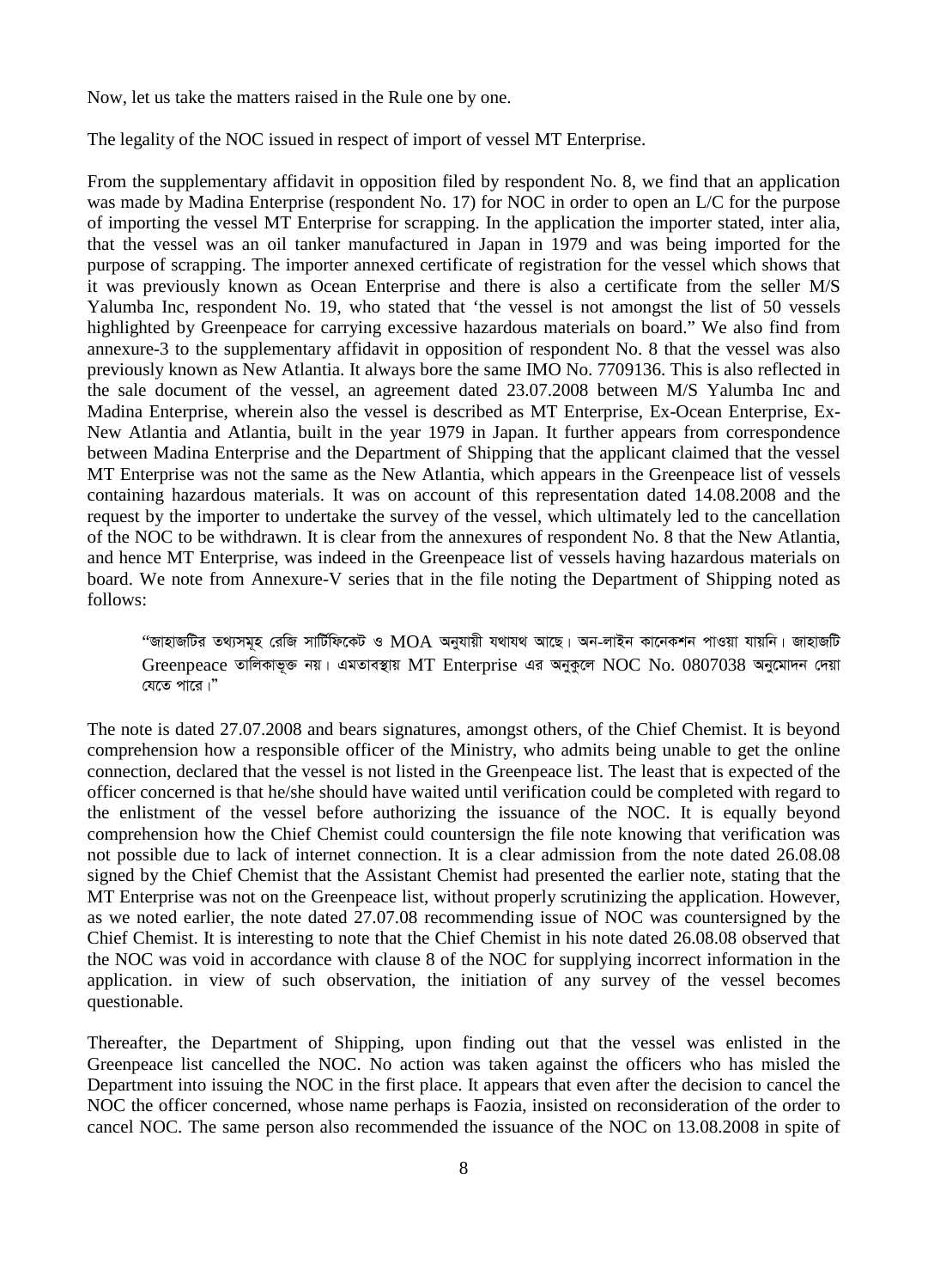Now, let us take the matters raised in the Rule one by one.

The legality of the NOC issued in respect of import of vessel MT Enterprise.

From the supplementary affidavit in opposition filed by respondent No. 8, we find that an application was made by Madina Enterprise (respondent No. 17) for NOC in order to open an L/C for the purpose of importing the vessel MT Enterprise for scrapping. In the application the importer stated, inter alia, that the vessel was an oil tanker manufactured in Japan in 1979 and was being imported for the purpose of scrapping. The importer annexed certificate of registration for the vessel which shows that it was previously known as Ocean Enterprise and there is also a certificate from the seller M/S Yalumba Inc, respondent No. 19, who stated that 'the vessel is not amongst the list of 50 vessels highlighted by Greenpeace for carrying excessive hazardous materials on board." We also find from annexure-3 to the supplementary affidavit in opposition of respondent No. 8 that the vessel was also previously known as New Atlantia. It always bore the same IMO No. 7709136. This is also reflected in the sale document of the vessel, an agreement dated 23.07.2008 between M/S Yalumba Inc and Madina Enterprise, wherein also the vessel is described as MT Enterprise, Ex-Ocean Enterprise, Ex-New Atlantia and Atlantia, built in the year 1979 in Japan. It further appears from correspondence between Madina Enterprise and the Department of Shipping that the applicant claimed that the vessel MT Enterprise was not the same as the New Atlantia, which appears in the Greenpeace list of vessels containing hazardous materials. It was on account of this representation dated 14.08.2008 and the request by the importer to undertake the survey of the vessel, which ultimately led to the cancellation of the NOC to be withdrawn. It is clear from the annexures of respondent No. 8 that the New Atlantia, and hence MT Enterprise, was indeed in the Greenpeace list of vessels having hazardous materials on board. We note from Annexure-V series that in the file noting the Department of Shipping noted as follows:

> "জাহাজটির তথ্যসমূহ রেজি সার্টিফিকেট ও MOA অনুযায়ী যথাযথ আছে। অন-লাইন কানেকশন পাওয়া যায়নি। জাহাজটি Greenpeace তালিকাভূক্ত নয়। এমতাবস্থায় MT Enterprise এর অনুকূলে NOC No. 0807038 অনুমোদন দেয়া যেতে পারে।"

The note is dated 27.07.2008 and bears signatures, amongst others, of the Chief Chemist. It is beyond comprehension how a responsible officer of the Ministry, who admits being unable to get the online connection, declared that the vessel is not listed in the Greenpeace list. The least that is expected of the officer concerned is that he/she should have waited until verification could be completed with regard to the enlistment of the vessel before authorizing the issuance of the NOC. It is equally beyond comprehension how the Chief Chemist could countersign the file note knowing that verification was not possible due to lack of internet connection. It is a clear admission from the note dated 26.08.08 signed by the Chief Chemist that the Assistant Chemist had presented the earlier note, stating that the MT Enterprise was not on the Greenpeace list, without properly scrutinizing the application. However, as we noted earlier, the note dated 27.07.08 recommending issue of NOC was countersigned by the Chief Chemist. It is interesting to note that the Chief Chemist in his note dated 26.08.08 observed that the NOC was void in accordance with clause 8 of the NOC for supplying incorrect information in the application. in view of such observation, the initiation of any survey of the vessel becomes questionable.

Thereafter, the Department of Shipping, upon finding out that the vessel was enlisted in the Greenpeace list cancelled the NOC. No action was taken against the officers who has misled the Department into issuing the NOC in the first place. It appears that even after the decision to cancel the NOC the officer concerned, whose name perhaps is Faozia, insisted on reconsideration of the order to cancel NOC. The same person also recommended the issuance of the NOC on 13.08.2008 in spite of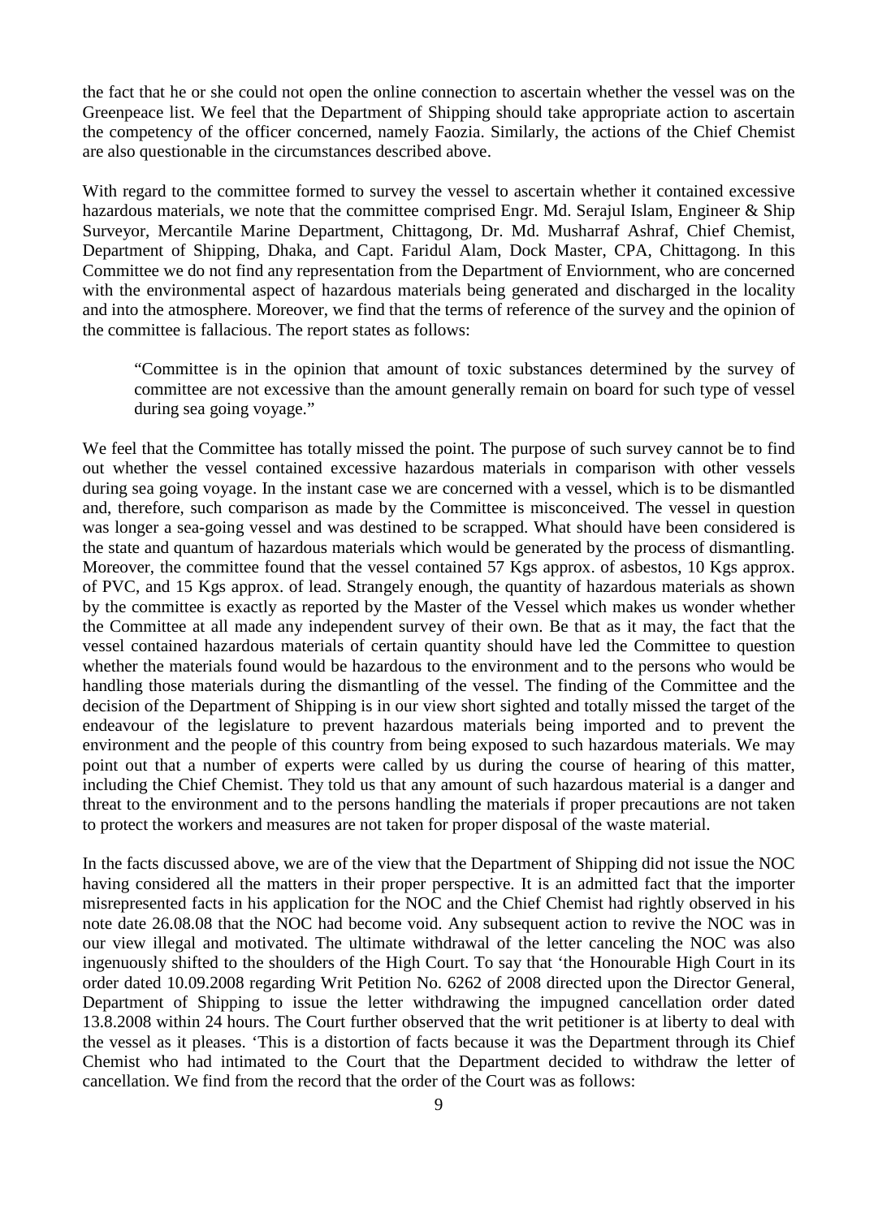the fact that he or she could not open the online connection to ascertain whether the vessel was on the Greenpeace list. We feel that the Department of Shipping should take appropriate action to ascertain the competency of the officer concerned, namely Faozia. Similarly, the actions of the Chief Chemist are also questionable in the circumstances described above.

With regard to the committee formed to survey the vessel to ascertain whether it contained excessive hazardous materials, we note that the committee comprised Engr. Md. Serajul Islam, Engineer & Ship Surveyor, Mercantile Marine Department, Chittagong, Dr. Md. Musharraf Ashraf, Chief Chemist, Department of Shipping, Dhaka, and Capt. Faridul Alam, Dock Master, CPA, Chittagong. In this Committee we do not find any representation from the Department of Enviornment, who are concerned with the environmental aspect of hazardous materials being generated and discharged in the locality and into the atmosphere. Moreover, we find that the terms of reference of the survey and the opinion of the committee is fallacious. The report states as follows:

> "Committee is in the opinion that amount of toxic substances determined by the survey of committee are not excessive than the amount generally remain on board for such type of vessel during sea going voyage."

We feel that the Committee has totally missed the point. The purpose of such survey cannot be to find out whether the vessel contained excessive hazardous materials in comparison with other vessels during sea going voyage. In the instant case we are concerned with a vessel, which is to be dismantled and, therefore, such comparison as made by the Committee is misconceived. The vessel in question was longer a sea-going vessel and was destined to be scrapped. What should have been considered is the state and quantum of hazardous materials which would be generated by the process of dismantling. Moreover, the committee found that the vessel contained 57 Kgs approx. of asbestos, 10 Kgs approx. of PVC, and 15 Kgs approx. of lead. Strangely enough, the quantity of hazardous materials as shown by the committee is exactly as reported by the Master of the Vessel which makes us wonder whether the Committee at all made any independent survey of their own. Be that as it may, the fact that the vessel contained hazardous materials of certain quantity should have led the Committee to question whether the materials found would be hazardous to the environment and to the persons who would be handling those materials during the dismantling of the vessel. The finding of the Committee and the decision of the Department of Shipping is in our view short sighted and totally missed the target of the endeavour of the legislature to prevent hazardous materials being imported and to prevent the environment and the people of this country from being exposed to such hazardous materials. We may point out that a number of experts were called by us during the course of hearing of this matter, including the Chief Chemist. They told us that any amount of such hazardous material is a danger and threat to the environment and to the persons handling the materials if proper precautions are not taken to protect the workers and measures are not taken for proper disposal of the waste material.

In the facts discussed above, we are of the view that the Department of Shipping did not issue the NOC having considered all the matters in their proper perspective. It is an admitted fact that the importer misrepresented facts in his application for the NOC and the Chief Chemist had rightly observed in his note date 26.08.08 that the NOC had become void. Any subsequent action to revive the NOC was in our view illegal and motivated. The ultimate withdrawal of the letter canceling the NOC was also ingenuously shifted to the shoulders of the High Court. To say that 'the Honourable High Court in its order dated 10.09.2008 regarding Writ Petition No. 6262 of 2008 directed upon the Director General, Department of Shipping to issue the letter withdrawing the impugned cancellation order dated 13.8.2008 within 24 hours. The Court further observed that the writ petitioner is at liberty to deal with the vessel as it pleases. 'This is a distortion of facts because it was the Department through its Chief Chemist who had intimated to the Court that the Department decided to withdraw the letter of cancellation. We find from the record that the order of the Court was as follows: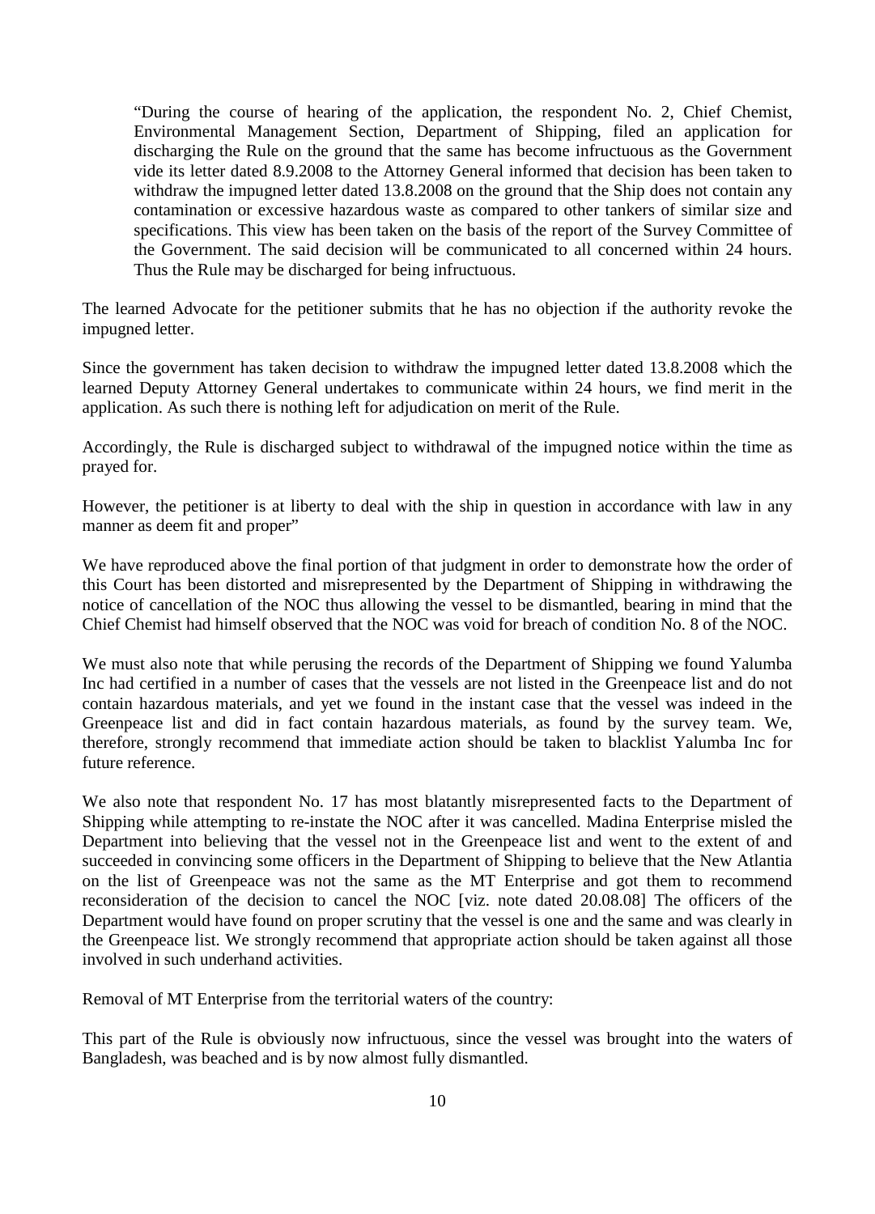> "During the course of hearing of the application, the respondent No. 2, Chief Chemist, Environmental Management Section, Department of Shipping, filed an application for discharging the Rule on the ground that the same has become infructuous as the Government vide its letter dated 8.9.2008 to the Attorney General informed that decision has been taken to withdraw the impugned letter dated 13.8.2008 on the ground that the Ship does not contain any contamination or excessive hazardous waste as compared to other tankers of similar size and specifications. This view has been taken on the basis of the report of the Survey Committee of the Government. The said decision will be communicated to all concerned within 24 hours. Thus the Rule may be discharged for being infructuous.

The learned Advocate for the petitioner submits that he has no objection if the authority revoke the impugned letter.

Since the government has taken decision to withdraw the impugned letter dated 13.8.2008 which the learned Deputy Attorney General undertakes to communicate within 24 hours, we find merit in the application. As such there is nothing left for adjudication on merit of the Rule.

Accordingly, the Rule is discharged subject to withdrawal of the impugned notice within the time as prayed for.

However, the petitioner is at liberty to deal with the ship in question in accordance with law in any manner as deem fit and proper"

We have reproduced above the final portion of that judgment in order to demonstrate how the order of this Court has been distorted and misrepresented by the Department of Shipping in withdrawing the notice of cancellation of the NOC thus allowing the vessel to be dismantled, bearing in mind that the Chief Chemist had himself observed that the NOC was void for breach of condition No. 8 of the NOC.

We must also note that while perusing the records of the Department of Shipping we found Yalumba Inc had certified in a number of cases that the vessels are not listed in the Greenpeace list and do not contain hazardous materials, and yet we found in the instant case that the vessel was indeed in the Greenpeace list and did in fact contain hazardous materials, as found by the survey team. We, therefore, strongly recommend that immediate action should be taken to blacklist Yalumba Inc for future reference.

We also note that respondent No. 17 has most blatantly misrepresented facts to the Department of Shipping while attempting to re-instate the NOC after it was cancelled. Madina Enterprise misled the Department into believing that the vessel not in the Greenpeace list and went to the extent of and succeeded in convincing some officers in the Department of Shipping to believe that the New Atlantia on the list of Greenpeace was not the same as the MT Enterprise and got them to recommend reconsideration of the decision to cancel the NOC [viz. note dated 20.08.08] The officers of the Department would have found on proper scrutiny that the vessel is one and the same and was clearly in the Greenpeace list. We strongly recommend that appropriate action should be taken against all those involved in such underhand activities.

Removal of MT Enterprise from the territorial waters of the country:

This part of the Rule is obviously now infructuous, since the vessel was brought into the waters of Bangladesh, was beached and is by now almost fully dismantled.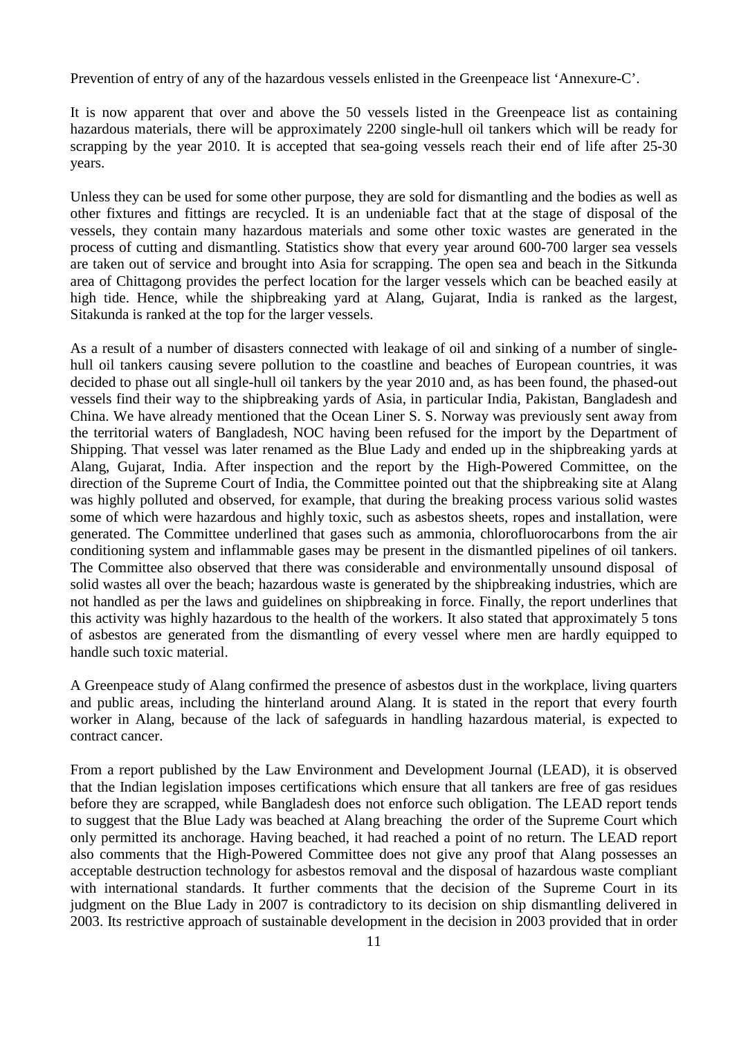Prevention of entry of any of the hazardous vessels enlisted in the Greenpeace list 'Annexure-C'.

It is now apparent that over and above the 50 vessels listed in the Greenpeace list as containing hazardous materials, there will be approximately 2200 single-hull oil tankers which will be ready for scrapping by the year 2010. It is accepted that sea-going vessels reach their end of life after 25-30 years.

Unless they can be used for some other purpose, they are sold for dismantling and the bodies as well as other fixtures and fittings are recycled. It is an undeniable fact that at the stage of disposal of the vessels, they contain many hazardous materials and some other toxic wastes are generated in the process of cutting and dismantling. Statistics show that every year around 600-700 larger sea vessels are taken out of service and brought into Asia for scrapping. The open sea and beach in the Sitkunda area of Chittagong provides the perfect location for the larger vessels which can be beached easily at high tide. Hence, while the shipbreaking yard at Alang, Gujarat, India is ranked as the largest, Sitakunda is ranked at the top for the larger vessels.

As a result of a number of disasters connected with leakage of oil and sinking of a number of single-hull oil tankers causing severe pollution to the coastline and beaches of European countries, it was decided to phase out all single-hull oil tankers by the year 2010 and, as has been found, the phased-out vessels find their way to the shipbreaking yards of Asia, in particular India, Pakistan, Bangladesh and China. We have already mentioned that the Ocean Liner S. S. Norway was previously sent away from the territorial waters of Bangladesh, NOC having been refused for the import by the Department of Shipping. That vessel was later renamed as the Blue Lady and ended up in the shipbreaking yards at Alang, Gujarat, India. After inspection and the report by the High-Powered Committee, on the direction of the Supreme Court of India, the Committee pointed out that the shipbreaking site at Alang was highly polluted and observed, for example, that during the breaking process various solid wastes some of which were hazardous and highly toxic, such as asbestos sheets, ropes and installation, were generated. The Committee underlined that gases such as ammonia, chlorofluorocarbons from the air conditioning system and inflammable gases may be present in the dismantled pipelines of oil tankers. The Committee also observed that there was considerable and environmentally unsound disposal of solid wastes all over the beach; hazardous waste is generated by the shipbreaking industries, which are not handled as per the laws and guidelines on shipbreaking in force. Finally, the report underlines that this activity was highly hazardous to the health of the workers. It also stated that approximately 5 tons of asbestos are generated from the dismantling of every vessel where men are hardly equipped to handle such toxic material.

A Greenpeace study of Alang confirmed the presence of asbestos dust in the workplace, living quarters and public areas, including the hinterland around Alang. It is stated in the report that every fourth worker in Alang, because of the lack of safeguards in handling hazardous material, is expected to contract cancer.

From a report published by the Law Environment and Development Journal (LEAD), it is observed that the Indian legislation imposes certifications which ensure that all tankers are free of gas residues before they are scrapped, while Bangladesh does not enforce such obligation. The LEAD report tends to suggest that the Blue Lady was beached at Alang breaching the order of the Supreme Court which only permitted its anchorage. Having beached, it had reached a point of no return. The LEAD report also comments that the High-Powered Committee does not give any proof that Alang possesses an acceptable destruction technology for asbestos removal and the disposal of hazardous waste compliant with international standards. It further comments that the decision of the Supreme Court in its judgment on the Blue Lady in 2007 is contradictory to its decision on ship dismantling delivered in 2003. Its restrictive approach of sustainable development in the decision in 2003 provided that in order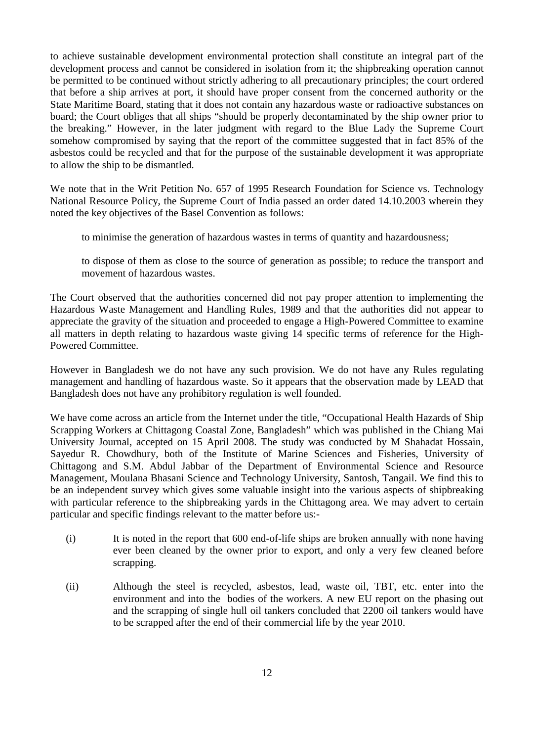to achieve sustainable development environmental protection shall constitute an integral part of the development process and cannot be considered in isolation from it; the shipbreaking operation cannot be permitted to be continued without strictly adhering to all precautionary principles; the court ordered that before a ship arrives at port, it should have proper consent from the concerned authority or the State Maritime Board, stating that it does not contain any hazardous waste or radioactive substances on board; the Court obliges that all ships "should be properly decontaminated by the ship owner prior to the breaking." However, in the later judgment with regard to the Blue Lady the Supreme Court somehow compromised by saying that the report of the committee suggested that in fact 85% of the asbestos could be recycled and that for the purpose of the sustainable development it was appropriate to allow the ship to be dismantled.

We note that in the Writ Petition No. 657 of 1995 Research Foundation for Science vs. Technology National Resource Policy, the Supreme Court of India passed an order dated 14.10.2003 wherein they noted the key objectives of the Basel Convention as follows:

> to minimise the generation of hazardous wastes in terms of quantity and hazardousness;
>
> to dispose of them as close to the source of generation as possible; to reduce the transport and movement of hazardous wastes.

The Court observed that the authorities concerned did not pay proper attention to implementing the Hazardous Waste Management and Handling Rules, 1989 and that the authorities did not appear to appreciate the gravity of the situation and proceeded to engage a High-Powered Committee to examine all matters in depth relating to hazardous waste giving 14 specific terms of reference for the High-Powered Committee.

However in Bangladesh we do not have any such provision. We do not have any Rules regulating management and handling of hazardous waste. So it appears that the observation made by LEAD that Bangladesh does not have any prohibitory regulation is well founded.

We have come across an article from the Internet under the title, "Occupational Health Hazards of Ship Scrapping Workers at Chittagong Coastal Zone, Bangladesh" which was published in the Chiang Mai University Journal, accepted on 15 April 2008. The study was conducted by M Shahadat Hossain, Sayedur R. Chowdhury, both of the Institute of Marine Sciences and Fisheries, University of Chittagong and S.M. Abdul Jabbar of the Department of Environmental Science and Resource Management, Moulana Bhasani Science and Technology University, Santosh, Tangail. We find this to be an independent survey which gives some valuable insight into the various aspects of shipbreaking with particular reference to the shipbreaking yards in the Chittagong area. We may advert to certain particular and specific findings relevant to the matter before us:-

(i) It is noted in the report that 600 end-of-life ships are broken annually with none having ever been cleaned by the owner prior to export, and only a very few cleaned before scrapping.

(ii) Although the steel is recycled, asbestos, lead, waste oil, TBT, etc. enter into the environment and into the bodies of the workers. A new EU report on the phasing out and the scrapping of single hull oil tankers concluded that 2200 oil tankers would have to be scrapped after the end of their commercial life by the year 2010.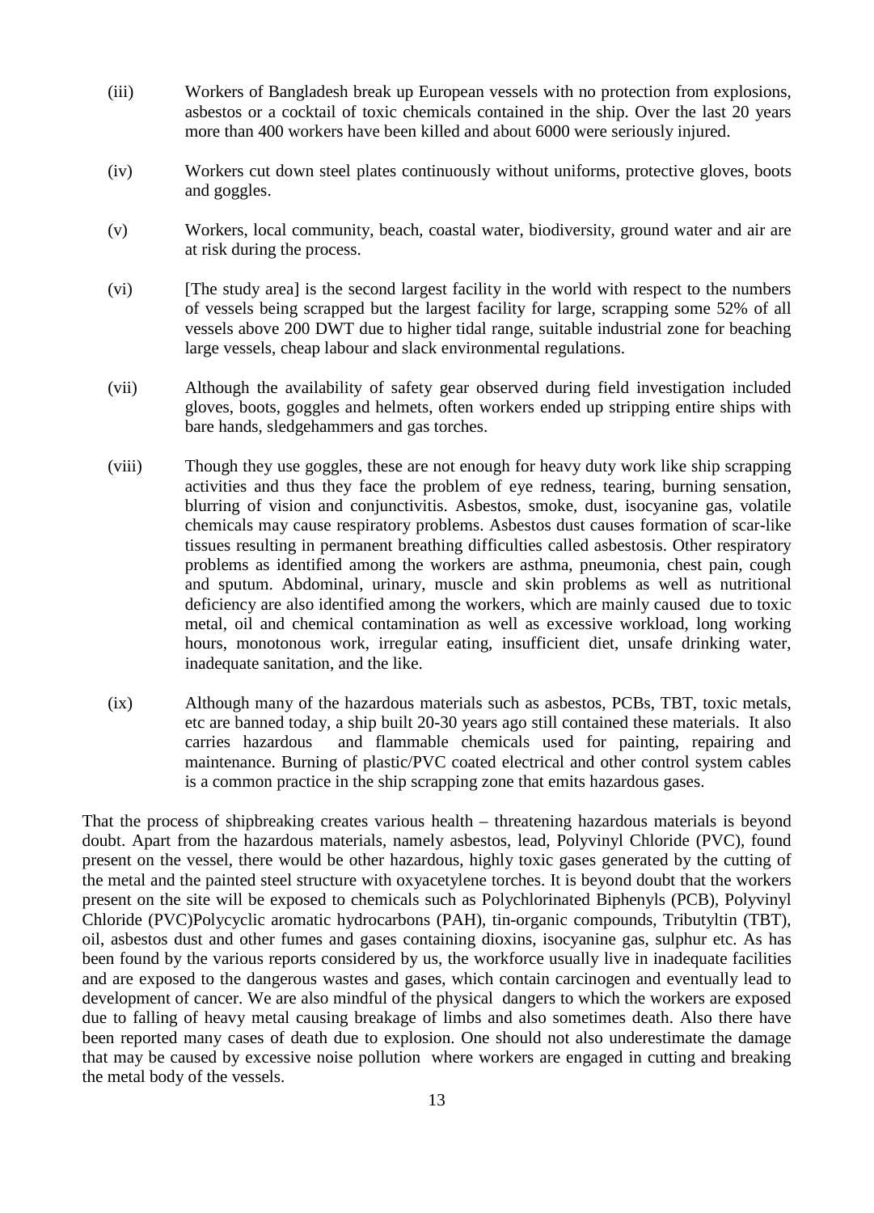(iii) Workers of Bangladesh break up European vessels with no protection from explosions, asbestos or a cocktail of toxic chemicals contained in the ship. Over the last 20 years more than 400 workers have been killed and about 6000 were seriously injured.

(iv) Workers cut down steel plates continuously without uniforms, protective gloves, boots and goggles.

(v) Workers, local community, beach, coastal water, biodiversity, ground water and air are at risk during the process.

(vi) [The study area] is the second largest facility in the world with respect to the numbers of vessels being scrapped but the largest facility for large, scrapping some 52% of all vessels above 200 DWT due to higher tidal range, suitable industrial zone for beaching large vessels, cheap labour and slack environmental regulations.

(vii) Although the availability of safety gear observed during field investigation included gloves, boots, goggles and helmets, often workers ended up stripping entire ships with bare hands, sledgehammers and gas torches.

(viii) Though they use goggles, these are not enough for heavy duty work like ship scrapping activities and thus they face the problem of eye redness, tearing, burning sensation, blurring of vision and conjunctivitis. Asbestos, smoke, dust, isocyanine gas, volatile chemicals may cause respiratory problems. Asbestos dust causes formation of scar-like tissues resulting in permanent breathing difficulties called asbestosis. Other respiratory problems as identified among the workers are asthma, pneumonia, chest pain, cough and sputum. Abdominal, urinary, muscle and skin problems as well as nutritional deficiency are also identified among the workers, which are mainly caused due to toxic metal, oil and chemical contamination as well as excessive workload, long working hours, monotonous work, irregular eating, insufficient diet, unsafe drinking water, inadequate sanitation, and the like.

(ix) Although many of the hazardous materials such as asbestos, PCBs, TBT, toxic metals, etc are banned today, a ship built 20-30 years ago still contained these materials. It also carries hazardous and flammable chemicals used for painting, repairing and maintenance. Burning of plastic/PVC coated electrical and other control system cables is a common practice in the ship scrapping zone that emits hazardous gases.

That the process of shipbreaking creates various health – threatening hazardous materials is beyond doubt. Apart from the hazardous materials, namely asbestos, lead, Polyvinyl Chloride (PVC), found present on the vessel, there would be other hazardous, highly toxic gases generated by the cutting of the metal and the painted steel structure with oxyacetylene torches. It is beyond doubt that the workers present on the site will be exposed to chemicals such as Polychlorinated Biphenyls (PCB), Polyvinyl Chloride (PVC)Polycyclic aromatic hydrocarbons (PAH), tin-organic compounds, Tributyltin (TBT), oil, asbestos dust and other fumes and gases containing dioxins, isocyanine gas, sulphur etc. As has been found by the various reports considered by us, the workforce usually live in inadequate facilities and are exposed to the dangerous wastes and gases, which contain carcinogen and eventually lead to development of cancer. We are also mindful of the physical dangers to which the workers are exposed due to falling of heavy metal causing breakage of limbs and also sometimes death. Also there have been reported many cases of death due to explosion. One should not also underestimate the damage that may be caused by excessive noise pollution where workers are engaged in cutting and breaking the metal body of the vessels.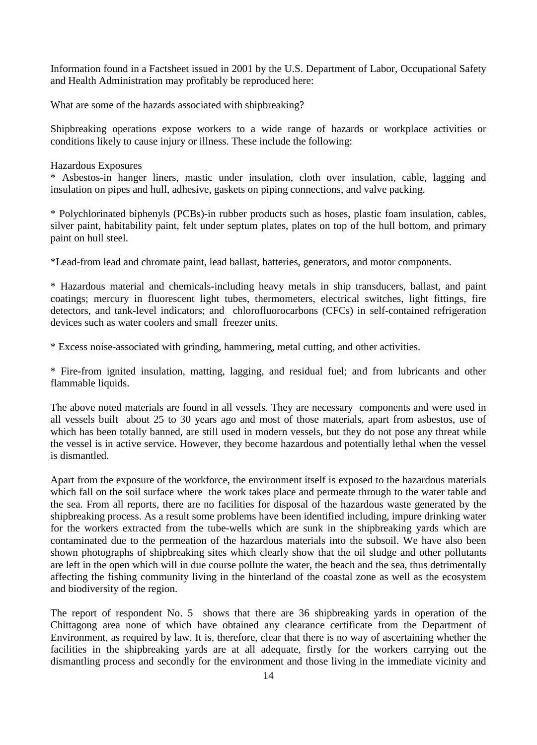Information found in a Factsheet issued in 2001 by the U.S. Department of Labor, Occupational Safety and Health Administration may profitably be reproduced here:

What are some of the hazards associated with shipbreaking?

Shipbreaking operations expose workers to a wide range of hazards or workplace activities or conditions likely to cause injury or illness. These include the following:

Hazardous Exposures

* Asbestos-in hanger liners, mastic under insulation, cloth over insulation, cable, lagging and insulation on pipes and hull, adhesive, gaskets on piping connections, and valve packing.

* Polychlorinated biphenyls (PCBs)-in rubber products such as hoses, plastic foam insulation, cables, silver paint, habitability paint, felt under septum plates, plates on top of the hull bottom, and primary paint on hull steel.

*Lead-from lead and chromate paint, lead ballast, batteries, generators, and motor components.

* Hazardous material and chemicals-including heavy metals in ship transducers, ballast, and paint coatings; mercury in fluorescent light tubes, thermometers, electrical switches, light fittings, fire detectors, and tank-level indicators; and chlorofluorocarbons (CFCs) in self-contained refrigeration devices such as water coolers and small freezer units.

* Excess noise-associated with grinding, hammering, metal cutting, and other activities.

* Fire-from ignited insulation, matting, lagging, and residual fuel; and from lubricants and other flammable liquids.

The above noted materials are found in all vessels. They are necessary components and were used in all vessels built about 25 to 30 years ago and most of those materials, apart from asbestos, use of which has been totally banned, are still used in modern vessels, but they do not pose any threat while the vessel is in active service. However, they become hazardous and potentially lethal when the vessel is dismantled.

Apart from the exposure of the workforce, the environment itself is exposed to the hazardous materials which fall on the soil surface where the work takes place and permeate through to the water table and the sea. From all reports, there are no facilities for disposal of the hazardous waste generated by the shipbreaking process. As a result some problems have been identified including, impure drinking water for the workers extracted from the tube-wells which are sunk in the shipbreaking yards which are contaminated due to the permeation of the hazardous materials into the subsoil. We have also been shown photographs of shipbreaking sites which clearly show that the oil sludge and other pollutants are left in the open which will in due course pollute the water, the beach and the sea, thus detrimentally affecting the fishing community living in the hinterland of the coastal zone as well as the ecosystem and biodiversity of the region.

The report of respondent No. 5 shows that there are 36 shipbreaking yards in operation of the Chittagong area none of which have obtained any clearance certificate from the Department of Environment, as required by law. It is, therefore, clear that there is no way of ascertaining whether the facilities in the shipbreaking yards are at all adequate, firstly for the workers carrying out the dismantling process and secondly for the environment and those living in the immediate vicinity and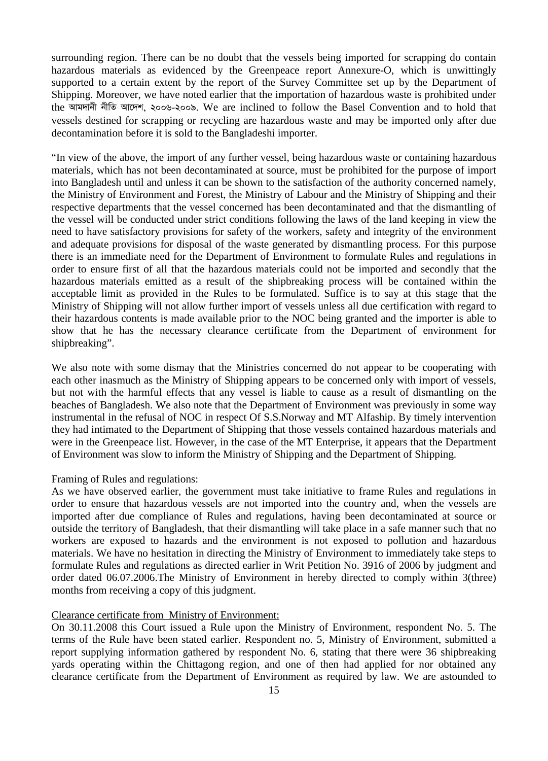surrounding region. There can be no doubt that the vessels being imported for scrapping do contain hazardous materials as evidenced by the Greenpeace report Annexure-O, which is unwittingly supported to a certain extent by the report of the Survey Committee set up by the Department of Shipping. Moreover, we have noted earlier that the importation of hazardous waste is prohibited under the আমদানী নীতি আদেশ, ২০০৬-২০০৯. We are inclined to follow the Basel Convention and to hold that vessels destined for scrapping or recycling are hazardous waste and may be imported only after due decontamination before it is sold to the Bangladeshi importer.

"In view of the above, the import of any further vessel, being hazardous waste or containing hazardous materials, which has not been decontaminated at source, must be prohibited for the purpose of import into Bangladesh until and unless it can be shown to the satisfaction of the authority concerned namely, the Ministry of Environment and Forest, the Ministry of Labour and the Ministry of Shipping and their respective departments that the vessel concerned has been decontaminated and that the dismantling of the vessel will be conducted under strict conditions following the laws of the land keeping in view the need to have satisfactory provisions for safety of the workers, safety and integrity of the environment and adequate provisions for disposal of the waste generated by dismantling process. For this purpose there is an immediate need for the Department of Environment to formulate Rules and regulations in order to ensure first of all that the hazardous materials could not be imported and secondly that the hazardous materials emitted as a result of the shipbreaking process will be contained within the acceptable limit as provided in the Rules to be formulated. Suffice is to say at this stage that the Ministry of Shipping will not allow further import of vessels unless all due certification with regard to their hazardous contents is made available prior to the NOC being granted and the importer is able to show that he has the necessary clearance certificate from the Department of environment for shipbreaking".

We also note with some dismay that the Ministries concerned do not appear to be cooperating with each other inasmuch as the Ministry of Shipping appears to be concerned only with import of vessels, but not with the harmful effects that any vessel is liable to cause as a result of dismantling on the beaches of Bangladesh. We also note that the Department of Environment was previously in some way instrumental in the refusal of NOC in respect Of S.S.Norway and MT Alfaship. By timely intervention they had intimated to the Department of Shipping that those vessels contained hazardous materials and were in the Greenpeace list. However, in the case of the MT Enterprise, it appears that the Department of Environment was slow to inform the Ministry of Shipping and the Department of Shipping.

Framing of Rules and regulations:

As we have observed earlier, the government must take initiative to frame Rules and regulations in order to ensure that hazardous vessels are not imported into the country and, when the vessels are imported after due compliance of Rules and regulations, having been decontaminated at source or outside the territory of Bangladesh, that their dismantling will take place in a safe manner such that no workers are exposed to hazards and the environment is not exposed to pollution and hazardous materials. We have no hesitation in directing the Ministry of Environment to immediately take steps to formulate Rules and regulations as directed earlier in Writ Petition No. 3916 of 2006 by judgment and order dated 06.07.2006.The Ministry of Environment in hereby directed to comply within 3(three) months from receiving a copy of this judgment.

Clearance certificate from Ministry of Environment:

On 30.11.2008 this Court issued a Rule upon the Ministry of Environment, respondent No. 5. The terms of the Rule have been stated earlier. Respondent no. 5, Ministry of Environment, submitted a report supplying information gathered by respondent No. 6, stating that there were 36 shipbreaking yards operating within the Chittagong region, and one of then had applied for nor obtained any clearance certificate from the Department of Environment as required by law. We are astounded to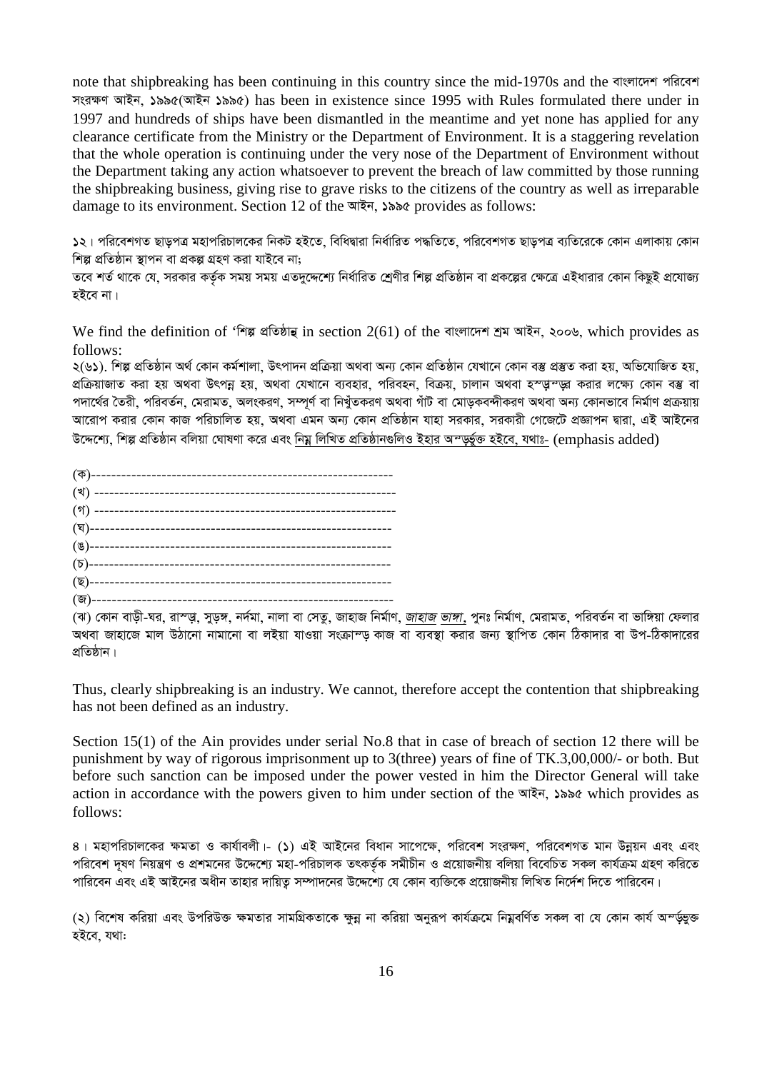note that shipbreaking has been continuing in this country since the mid-1970s and the বাংলাদেশ পরিবেশ সংরক্ষণ আইন, ১৯৯৫(আইন ১৯৯৫) has been in existence since 1995 with Rules formulated there under in 1997 and hundreds of ships have been dismantled in the meantime and yet none has applied for any clearance certificate from the Ministry or the Department of Environment. It is a staggering revelation that the whole operation is continuing under the very nose of the Department of Environment without the Department taking any action whatsoever to prevent the breach of law committed by those running the shipbreaking business, giving rise to grave risks to the citizens of the country as well as irreparable damage to its environment. Section 12 of the আইন, ১৯৯৫ provides as follows:

১২। পরিবেশগত ছাড়পত্র মহাপরিচালকের নিকট হইতে, বিধিদ্বারা নির্ধারিত পদ্ধতিতে, পরিবেশগত ছাড়পত্র ব্যতিরেকে কোন এলাকায় কোন শিল্প প্রতিষ্ঠান স্থাপন বা প্রকল্প গ্রহণ করা যাইবে না;
তবে শর্ত থাকে যে, সরকার কর্তৃক সময় সময় এতদুদ্দেশ্যে নির্ধারিত শ্রেণীর শিল্প প্রতিষ্ঠান বা প্রকল্পের ক্ষেত্রে এইধারার কোন কিছুই প্রযোজ্য হইবে না।

We find the definition of 'শিল্প প্রতিষ্ঠান' in section 2(61) of the বাংলাদেশ শ্রম আইন, ২০০৬, which provides as follows:

২(৬১). শিল্প প্রতিষ্ঠান অর্থ কোন কর্মশালা, উৎপাদন প্রক্রিয়া অথবা অন্য কোন প্রতিষ্ঠান যেখানে কোন বস্তু প্রস্তুত করা হয়, অভিযোজিত হয়, প্রক্রিয়াজাত করা হয় অথবা উৎপন্ন হয়, অথবা যেখানে ব্যবহার, পরিবহন, বিক্রয়, চালান অথবা হস্তান্তর করার লক্ষ্যে কোন বস্তু বা পদার্থের তৈরী, পরিবর্তন, মেরামত, অলংকরণ, সম্পূর্ণ বা নিখুঁতকরণ অথবা গাঁট বা মোড়কবন্দীকরণ অথবা অন্য কোনভাবে নির্মাণ প্রক্রয়ায় আরোপ করার কোন কাজ পরিচালিত হয়, অথবা এমন অন্য কোন প্রতিষ্ঠান যাহা সরকার, সরকারী গেজেটে প্রজ্ঞাপন দ্বারা, এই আইনের উদ্দেশ্যে, শিল্প প্রতিষ্ঠান বলিয়া ঘোষণা করে এবং <u>নিম্ন লিখিত প্রতিষ্ঠানগুলিও ইহার অন্তর্ভুক্ত হইবে, যথাঃ-</u> (emphasis added)

(ক)------------------------------------------------------------
(খ) ------------------------------------------------------------
(গ) ------------------------------------------------------------
(ঘ)------------------------------------------------------------
(ঙ)------------------------------------------------------------
(চ)------------------------------------------------------------
(ছ)------------------------------------------------------------
(জ)------------------------------------------------------------
(ঝ) কোন বাড়ী-ঘর, রাস্তা, সুড়ঙ্গ, নর্দমা, নালা বা সেতু, জাহাজ নির্মাণ, *<u>জাহাজ ভাঙ্গা</u>*, পুনঃ নির্মাণ, মেরামত, পরিবর্তন বা ভাঙ্গিয়া ফেলার অথবা জাহাজে মাল উঠানো নামানো বা লইয়া যাওয়া সংক্রান্ত কাজ বা ব্যবস্থা করার জন্য স্থাপিত কোন ঠিকাদার বা উপ-ঠিকাদারের প্রতিষ্ঠান।

Thus, clearly shipbreaking is an industry. We cannot, therefore accept the contention that shipbreaking has not been defined as an industry.

Section 15(1) of the Ain provides under serial No.8 that in case of breach of section 12 there will be punishment by way of rigorous imprisonment up to 3(three) years of fine of TK.3,00,000/- or both. But before such sanction can be imposed under the power vested in him the Director General will take action in accordance with the powers given to him under section of the আইন, ১৯৯৫ which provides as follows:

৪। মহাপরিচালকের ক্ষমতা ও কার্যাবলী।- (১) এই আইনের বিধান সাপেক্ষে, পরিবেশ সংরক্ষণ, পরিবেশগত মান উন্নয়ন এবং এবং পরিবেশ দূষণ নিয়ন্ত্রণ ও প্রশমনের উদ্দেশ্যে মহা-পরিচালক তৎকর্তৃক সমীচীন ও প্রয়োজনীয় বলিয়া বিবেচিত সকল কার্যক্রম গ্রহণ করিতে পারিবেন এবং এই আইনের অধীন তাহার দায়িত্ব সম্পাদনের উদ্দেশ্যে যে কোন ব্যক্তিকে প্রয়োজনীয় লিখিত নির্দেশ দিতে পারিবেন।

(২) বিশেষ করিয়া এবং উপরিউক্ত ক্ষমতার সামগ্রিকতাকে ক্ষুন্ন না করিয়া অনুরূপ কার্যক্রমে নিম্নবর্ণিত সকল বা যে কোন কার্য অন্তর্ভুক্ত হইবে, যথাঃ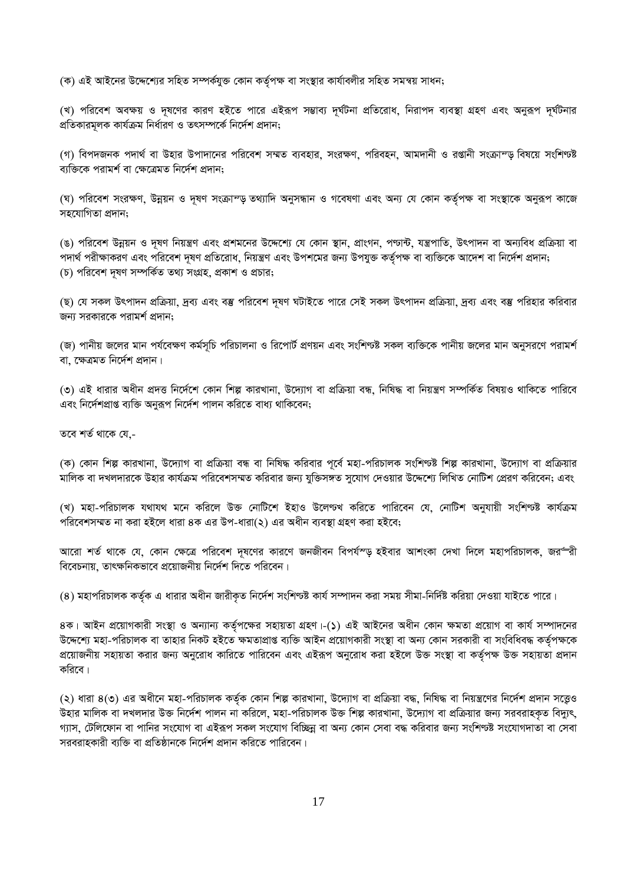(ক) এই আইনের উদ্দেশ্যের সহিত সম্পর্কযুক্ত কোন কর্তৃপক্ষ বা সংস্থার কার্যাবলীর সহিত সমন্বয় সাধন;

(খ) পরিবেশ অবক্ষয় ও দূষণের কারণ হইতে পারে এইরূপ সম্ভাব্য দূর্ঘটনা প্রতিরোধ, নিরাপদ ব্যবস্থা গ্রহণ এবং অনুরূপ দূর্ঘটনার প্রতিকারমূলক কার্যক্রম নির্ধারণ ও তৎসম্পর্কে নির্দেশ প্রদান;

(গ) বিপদজনক পদার্থ বা উহার উপাদানের পরিবেশ সম্মত ব্যবহার, সংরক্ষণ, পরিবহন, আমদানী ও রপ্তানী সংক্রান্ত বিষয়ে সংশিল্পষ্ট ব্যক্তিকে পরামর্শ বা ক্ষেত্রেমত নির্দেশ প্রদান;

(ঘ) পরিবেশ সংরক্ষণ, উন্নয়ন ও দূষণ সংক্রান্ত তথ্যাদি অনুসন্ধান ও গবেষণা এবং অন্য যে কোন কর্তৃপক্ষ বা সংস্থাকে অনুরূপ কাজে সহযোগিতা প্রদান;

(ঙ) পরিবেশ উন্নয়ন ও দূষণ নিয়ন্ত্রণ এবং প্রশমনের উদ্দেশ্যে যে কোন স্থান, প্রাংগন, পণ্ড্যান্ট, যন্ত্রপাতি, উৎপাদন বা অন্যবিধ প্রক্রিয়া বা পদার্থ পরীক্ষাকরণ এবং পরিবেশ দূষণ প্রতিরোধ, নিয়ন্ত্রণ এবং উপশমের জন্য উপযুক্ত কর্তৃপক্ষ বা ব্যক্তিকে আদেশ বা নির্দেশ প্রদান;

(চ) পরিবেশ দূষণ সম্পর্কিত তথ্য সংগ্রহ, প্রকাশ ও প্রচার;

(ছ) যে সকল উৎপাদন প্রক্রিয়া, দ্রব্য এবং বস্তু পরিবেশ দূষণ ঘটাইতে পারে সেই সকল উৎপাদন প্রক্রিয়া, দ্রব্য এবং বস্তু পরিহার করিবার জন্য সরকারকে পরামর্শ প্রদান;

(জ) পানীয় জলের মান পর্যবেক্ষণ কর্মসূচি পরিচালনা ও রিপোর্ট প্রণয়ন এবং সংশিল্পষ্ট সকল ব্যক্তিকে পানীয় জলের মান অনুসরণে পরামর্শ বা, ক্ষেত্রমত নির্দেশ প্রদান।

(৩) এই ধারার অধীন প্রদত্ত নির্দেশে কোন শিল্প কারখানা, উদ্যোগ বা প্রক্রিয়া বন্ধ, নিষিদ্ধ বা নিয়ন্ত্রণ সম্পর্কিত বিষয়ও থাকিতে পারিবে এবং নির্দেশপ্রাপ্ত ব্যক্তি অনুরূপ নির্দেশ পালন করিতে বাধ্য থাকিবেন;

তবে শর্ত থাকে যে,-

(ক) কোন শিল্প কারখানা, উদ্যোগ বা প্রক্রিয়া বন্ধ বা নিষিদ্ধ করিবার পূর্বে মহা-পরিচালক সংশিল্পষ্ট শিল্প কারখানা, উদ্যোগ বা প্রক্রিয়ার মালিক বা দখলদারকে উহার কার্যক্রম পরিবেশসম্মত করিবার জন্য যুক্তিসঙ্গত সুযোগ দেওয়ার উদ্দেশ্যে লিখিত নোটিশ প্রেরণ করিবেন; এবং

(খ) মহা-পরিচালক যথাযথ মনে করিলে উক্ত নোটিশে ইহাও উলেণ্যখ করিতে পারিবেন যে, নোটিশ অনুযায়ী সংশিল্পষ্ট কার্যক্রম পরিবেশসম্মত না করা হইলে ধারা ৪ক এর উপ-ধারা(২) এর অধীন ব্যবস্থা গ্রহণ করা হইবে;

আরো শর্ত থাকে যে, কোন ক্ষেত্রে পরিবেশ দূষণের কারণে জনজীবন বিপর্যস্ড় হইবার আশংকা দেখা দিলে মহাপরিচালক, জর"রী বিবেচনায়, তাৎক্ষনিকভাবে প্রয়োজনীয় নির্দেশ দিতে পরিবেন।

(৪) মহাপরিচালক কর্তৃক এ ধারার অধীন জারীকৃত নির্দেশ সংশিল্পষ্ট কার্য সম্পাদন করা সময় সীমা-নির্দিষ্ট করিয়া দেওয়া যাইতে পারে।

৪ক। আইন প্রয়োগকারী সংস্থা ও অন্যান্য কর্তৃপক্ষের সহায়তা গ্রহণ।-(১) এই আইনের অধীন কোন ক্ষমতা প্রয়োগ বা কার্য সম্পাদনের উদ্দেশ্যে মহা-পরিচালক বা তাহার নিকট হইতে ক্ষমতাপ্রাপ্ত ব্যক্তি আইন প্রয়োগকারী সংস্থা বা অন্য কোন সরকারী বা সংবিধিবদ্ধ কর্তৃপক্ষকে প্রয়োজনীয় সহায়তা করার জন্য অনুরোধ করিতে পারিবেন এবং এইরূপ অনুরোধ করা হইলে উক্ত সংস্থা বা কর্তৃপক্ষ উক্ত সহায়তা প্রদান করিবে।

(২) ধারা ৪(৩) এর অধীনে মহা-পরিচালক কর্তৃক কোন শিল্প কারখানা, উদ্যোগ বা প্রক্রিয়া বন্ধ, নিষিদ্ধ বা নিয়ন্ত্রণের নির্দেশ প্রদান সত্ত্বেও উহার মালিক বা দখলদার উক্ত নির্দেশ পালন না করিলে, মহা-পরিচালক উক্ত শিল্প কারখানা, উদ্যোগ বা প্রক্রিয়ার জন্য সরবরাহকৃত বিদ্যুৎ, গ্যাস, টেলিফোন বা পানির সংযোগ বা এইরূপ সকল সংযোগ বিচ্ছিন্ন বা অন্য কোন সেবা বন্ধ করিবার জন্য সংশিল্পষ্ট সংযোগদাতা বা সেবা সরবরাহকারী ব্যক্তি বা প্রতিষ্ঠানকে নির্দেশ প্রদান করিতে পারিবেন।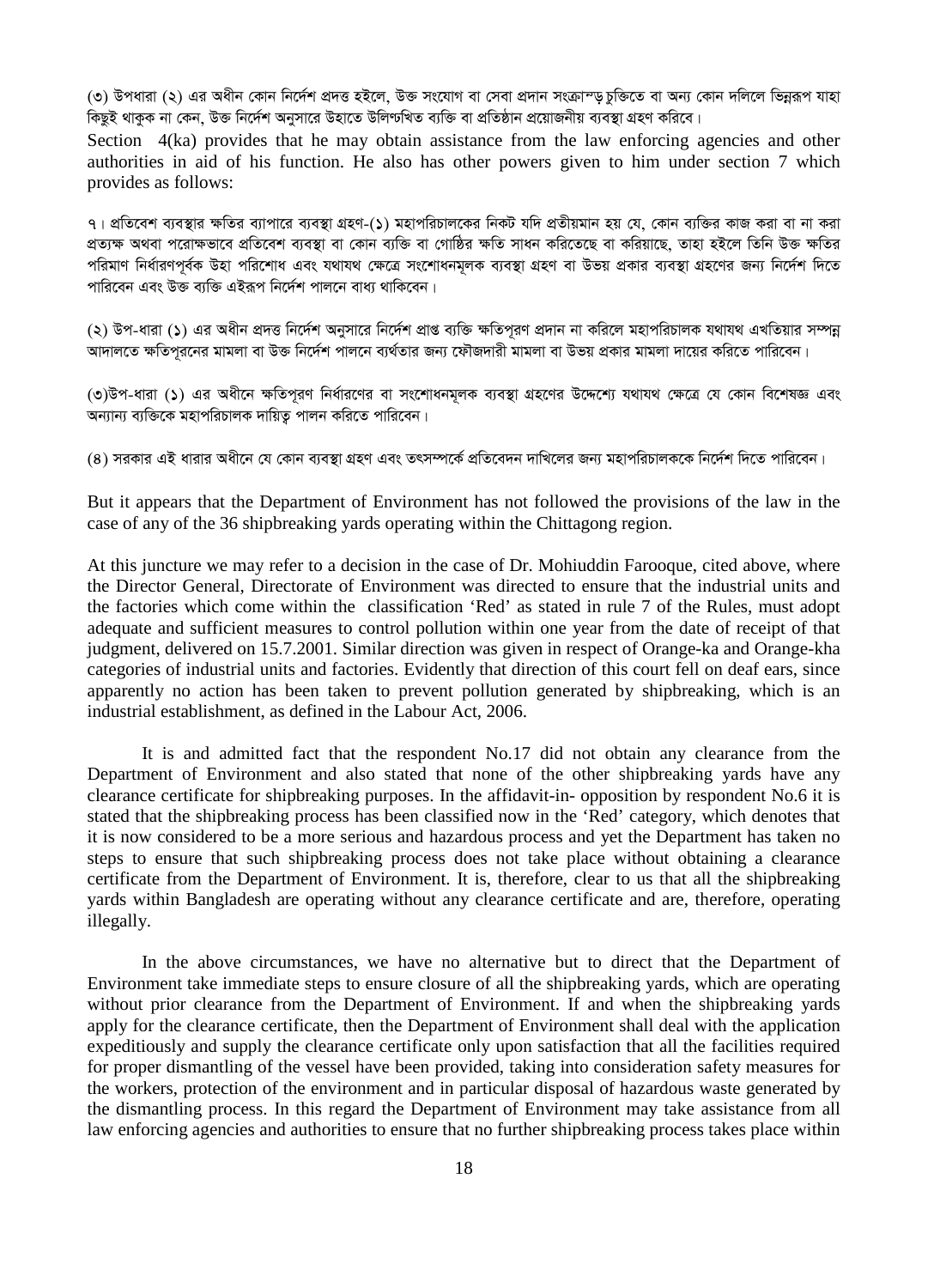(৩) উপধারা (২) এর অধীন কোন নির্দেশ প্রদত্ত হইলে, উক্ত সংযোগ বা সেবা প্রদান সংক্রান্ত চুক্তিতে বা অন্য কোন দলিলে ভিন্নরূপ যাহা কিছুই থাকুক না কেন, উক্ত নির্দেশ অনুসারে উহাতে উল্লিখিত ব্যক্তি বা প্রতিষ্ঠান প্রয়োজনীয় ব্যবস্থা গ্রহণ করিবে।

Section 4(ka) provides that he may obtain assistance from the law enforcing agencies and other authorities in aid of his function. He also has other powers given to him under section 7 which provides as follows:

৭। প্রতিবেশ ব্যবস্থার ক্ষতির ব্যাপারে ব্যবস্থা গ্রহণ-(১) মহাপরিচালকের নিকট যদি প্রতীয়মান হয় যে, কোন ব্যক্তির কাজ করা বা না করা প্রত্যক্ষ অথবা পরোক্ষভাবে প্রতিবেশ ব্যবস্থা বা কোন ব্যক্তি বা গোষ্ঠির ক্ষতি সাধন করিতেছে বা করিয়াছে, তাহা হইলে তিনি উক্ত ক্ষতির পরিমাণ নির্ধারণপূর্বক উহা পরিশোধ এবং যথাযথ ক্ষেত্রে সংশোধনমূলক ব্যবস্থা গ্রহণ বা উভয় প্রকার ব্যবস্থা গ্রহণের জন্য নির্দেশ দিতে পারিবেন এবং উক্ত ব্যক্তি এইরূপ নির্দেশ পালনে বাধ্য থাকিবেন।

(২) উপ-ধারা (১) এর অধীন প্রদত্ত নির্দেশ অনুসারে নির্দেশ প্রাপ্ত ব্যক্তি ক্ষতিপূরণ প্রদান না করিলে মহাপরিচালক যথাযথ এখতিয়ার সম্পন্ন আদালতে ক্ষতিপূরনের মামলা বা উক্ত নির্দেশ পালনে ব্যর্থতার জন্য ফৌজদারী মামলা বা উভয় প্রকার মামলা দায়ের করিতে পারিবেন।

(৩)উপ-ধারা (১) এর অধীনে ক্ষতিপূরণ নির্ধারণের বা সংশোধনমূলক ব্যবস্থা গ্রহণের উদ্দেশ্যে যথাযথ ক্ষেত্রে যে কোন বিশেষজ্ঞ এবং অন্যান্য ব্যক্তিকে মহাপরিচালক দায়িত্ব পালন করিতে পারিবেন।

(৪) সরকার এই ধারার অধীনে যে কোন ব্যবস্থা গ্রহণ এবং তৎসম্পর্কে প্রতিবেদন দাখিলের জন্য মহাপরিচালককে নির্দেশ দিতে পারিবেন।

But it appears that the Department of Environment has not followed the provisions of the law in the case of any of the 36 shipbreaking yards operating within the Chittagong region.

At this juncture we may refer to a decision in the case of Dr. Mohiuddin Farooque, cited above, where the Director General, Directorate of Environment was directed to ensure that the industrial units and the factories which come within the classification 'Red' as stated in rule 7 of the Rules, must adopt adequate and sufficient measures to control pollution within one year from the date of receipt of that judgment, delivered on 15.7.2001. Similar direction was given in respect of Orange-ka and Orange-kha categories of industrial units and factories. Evidently that direction of this court fell on deaf ears, since apparently no action has been taken to prevent pollution generated by shipbreaking, which is an industrial establishment, as defined in the Labour Act, 2006.

It is and admitted fact that the respondent No.17 did not obtain any clearance from the Department of Environment and also stated that none of the other shipbreaking yards have any clearance certificate for shipbreaking purposes. In the affidavit-in- opposition by respondent No.6 it is stated that the shipbreaking process has been classified now in the 'Red' category, which denotes that it is now considered to be a more serious and hazardous process and yet the Department has taken no steps to ensure that such shipbreaking process does not take place without obtaining a clearance certificate from the Department of Environment. It is, therefore, clear to us that all the shipbreaking yards within Bangladesh are operating without any clearance certificate and are, therefore, operating illegally.

In the above circumstances, we have no alternative but to direct that the Department of Environment take immediate steps to ensure closure of all the shipbreaking yards, which are operating without prior clearance from the Department of Environment. If and when the shipbreaking yards apply for the clearance certificate, then the Department of Environment shall deal with the application expeditiously and supply the clearance certificate only upon satisfaction that all the facilities required for proper dismantling of the vessel have been provided, taking into consideration safety measures for the workers, protection of the environment and in particular disposal of hazardous waste generated by the dismantling process. In this regard the Department of Environment may take assistance from all law enforcing agencies and authorities to ensure that no further shipbreaking process takes place within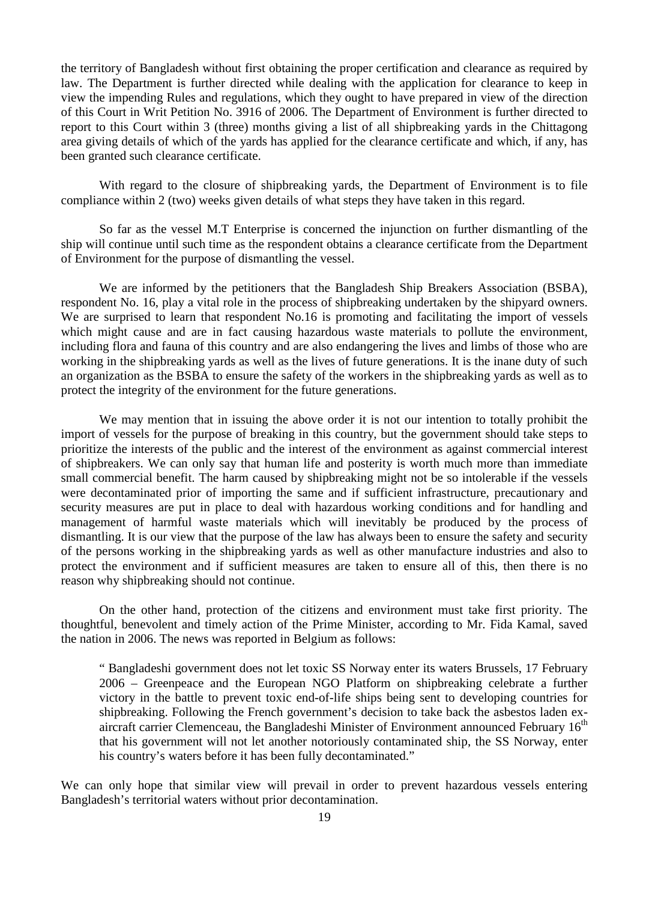the territory of Bangladesh without first obtaining the proper certification and clearance as required by law. The Department is further directed while dealing with the application for clearance to keep in view the impending Rules and regulations, which they ought to have prepared in view of the direction of this Court in Writ Petition No. 3916 of 2006. The Department of Environment is further directed to report to this Court within 3 (three) months giving a list of all shipbreaking yards in the Chittagong area giving details of which of the yards has applied for the clearance certificate and which, if any, has been granted such clearance certificate.

With regard to the closure of shipbreaking yards, the Department of Environment is to file compliance within 2 (two) weeks given details of what steps they have taken in this regard.

So far as the vessel M.T Enterprise is concerned the injunction on further dismantling of the ship will continue until such time as the respondent obtains a clearance certificate from the Department of Environment for the purpose of dismantling the vessel.

We are informed by the petitioners that the Bangladesh Ship Breakers Association (BSBA), respondent No. 16, play a vital role in the process of shipbreaking undertaken by the shipyard owners. We are surprised to learn that respondent No.16 is promoting and facilitating the import of vessels which might cause and are in fact causing hazardous waste materials to pollute the environment, including flora and fauna of this country and are also endangering the lives and limbs of those who are working in the shipbreaking yards as well as the lives of future generations. It is the inane duty of such an organization as the BSBA to ensure the safety of the workers in the shipbreaking yards as well as to protect the integrity of the environment for the future generations.

We may mention that in issuing the above order it is not our intention to totally prohibit the import of vessels for the purpose of breaking in this country, but the government should take steps to prioritize the interests of the public and the interest of the environment as against commercial interest of shipbreakers. We can only say that human life and posterity is worth much more than immediate small commercial benefit. The harm caused by shipbreaking might not be so intolerable if the vessels were decontaminated prior of importing the same and if sufficient infrastructure, precautionary and security measures are put in place to deal with hazardous working conditions and for handling and management of harmful waste materials which will inevitably be produced by the process of dismantling. It is our view that the purpose of the law has always been to ensure the safety and security of the persons working in the shipbreaking yards as well as other manufacture industries and also to protect the environment and if sufficient measures are taken to ensure all of this, then there is no reason why shipbreaking should not continue.

On the other hand, protection of the citizens and environment must take first priority. The thoughtful, benevolent and timely action of the Prime Minister, according to Mr. Fida Kamal, saved the nation in 2006. The news was reported in Belgium as follows:

> " Bangladeshi government does not let toxic SS Norway enter its waters Brussels, 17 February 2006 – Greenpeace and the European NGO Platform on shipbreaking celebrate a further victory in the battle to prevent toxic end-of-life ships being sent to developing countries for shipbreaking. Following the French government's decision to take back the asbestos laden ex-aircraft carrier Clemenceau, the Bangladeshi Minister of Environment announced February 16th that his government will not let another notoriously contaminated ship, the SS Norway, enter his country's waters before it has been fully decontaminated."

We can only hope that similar view will prevail in order to prevent hazardous vessels entering Bangladesh's territorial waters without prior decontamination.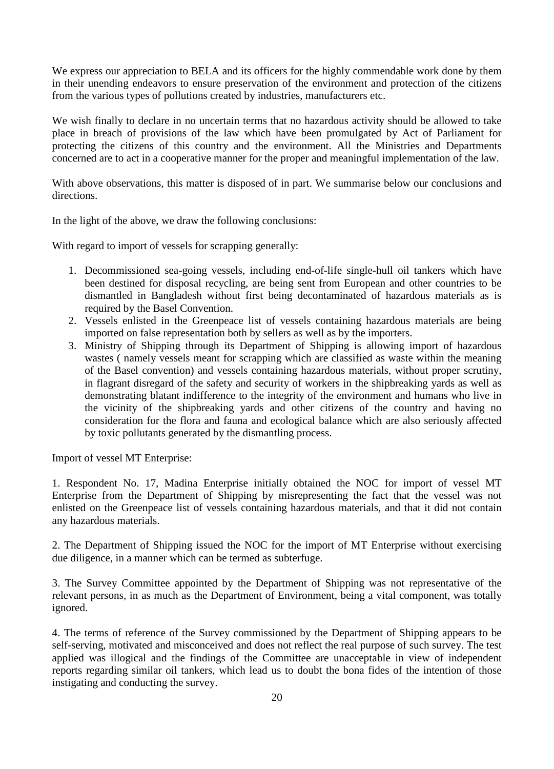We express our appreciation to BELA and its officers for the highly commendable work done by them in their unending endeavors to ensure preservation of the environment and protection of the citizens from the various types of pollutions created by industries, manufacturers etc.

We wish finally to declare in no uncertain terms that no hazardous activity should be allowed to take place in breach of provisions of the law which have been promulgated by Act of Parliament for protecting the citizens of this country and the environment. All the Ministries and Departments concerned are to act in a cooperative manner for the proper and meaningful implementation of the law.

With above observations, this matter is disposed of in part. We summarise below our conclusions and directions.

In the light of the above, we draw the following conclusions:

With regard to import of vessels for scrapping generally:

1. Decommissioned sea-going vessels, including end-of-life single-hull oil tankers which have been destined for disposal recycling, are being sent from European and other countries to be dismantled in Bangladesh without first being decontaminated of hazardous materials as is required by the Basel Convention.
2. Vessels enlisted in the Greenpeace list of vessels containing hazardous materials are being imported on false representation both by sellers as well as by the importers.
3. Ministry of Shipping through its Department of Shipping is allowing import of hazardous wastes ( namely vessels meant for scrapping which are classified as waste within the meaning of the Basel convention) and vessels containing hazardous materials, without proper scrutiny, in flagrant disregard of the safety and security of workers in the shipbreaking yards as well as demonstrating blatant indifference to the integrity of the environment and humans who live in the vicinity of the shipbreaking yards and other citizens of the country and having no consideration for the flora and fauna and ecological balance which are also seriously affected by toxic pollutants generated by the dismantling process.

Import of vessel MT Enterprise:

1. Respondent No. 17, Madina Enterprise initially obtained the NOC for import of vessel MT Enterprise from the Department of Shipping by misrepresenting the fact that the vessel was not enlisted on the Greenpeace list of vessels containing hazardous materials, and that it did not contain any hazardous materials.

2. The Department of Shipping issued the NOC for the import of MT Enterprise without exercising due diligence, in a manner which can be termed as subterfuge.

3. The Survey Committee appointed by the Department of Shipping was not representative of the relevant persons, in as much as the Department of Environment, being a vital component, was totally ignored.

4. The terms of reference of the Survey commissioned by the Department of Shipping appears to be self-serving, motivated and misconceived and does not reflect the real purpose of such survey. The test applied was illogical and the findings of the Committee are unacceptable in view of independent reports regarding similar oil tankers, which lead us to doubt the bona fides of the intention of those instigating and conducting the survey.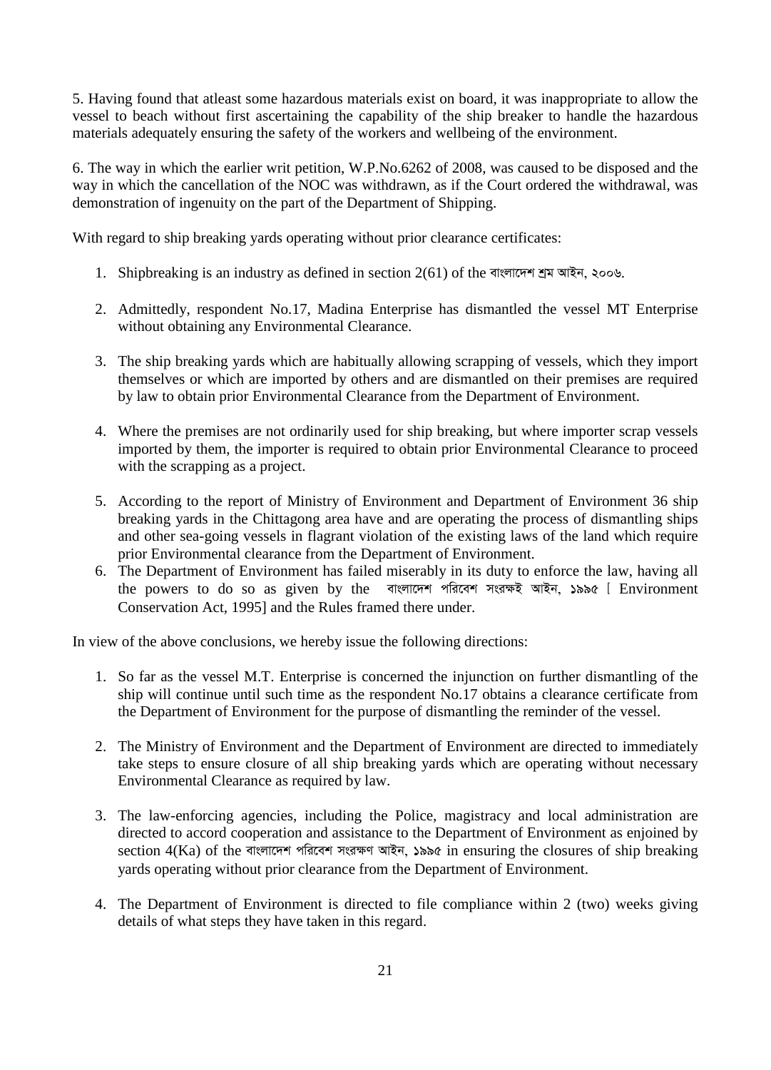5. Having found that atleast some hazardous materials exist on board, it was inappropriate to allow the vessel to beach without first ascertaining the capability of the ship breaker to handle the hazardous materials adequately ensuring the safety of the workers and wellbeing of the environment.

6. The way in which the earlier writ petition, W.P.No.6262 of 2008, was caused to be disposed and the way in which the cancellation of the NOC was withdrawn, as if the Court ordered the withdrawal, was demonstration of ingenuity on the part of the Department of Shipping.

With regard to ship breaking yards operating without prior clearance certificates:

1. Shipbreaking is an industry as defined in section 2(61) of the বাংলাদেশ শ্রম আইন, ২০০৬.

2. Admittedly, respondent No.17, Madina Enterprise has dismantled the vessel MT Enterprise without obtaining any Environmental Clearance.

3. The ship breaking yards which are habitually allowing scrapping of vessels, which they import themselves or which are imported by others and are dismantled on their premises are required by law to obtain prior Environmental Clearance from the Department of Environment.

4. Where the premises are not ordinarily used for ship breaking, but where importer scrap vessels imported by them, the importer is required to obtain prior Environmental Clearance to proceed with the scrapping as a project.

5. According to the report of Ministry of Environment and Department of Environment 36 ship breaking yards in the Chittagong area have and are operating the process of dismantling ships and other sea-going vessels in flagrant violation of the existing laws of the land which require prior Environmental clearance from the Department of Environment.
6. The Department of Environment has failed miserably in its duty to enforce the law, having all the powers to do so as given by the বাংলাদেশ পরিবেশ সংরক্ষই আইন, ১৯৯৫ [ Environment Conservation Act, 1995] and the Rules framed there under.

In view of the above conclusions, we hereby issue the following directions:

1. So far as the vessel M.T. Enterprise is concerned the injunction on further dismantling of the ship will continue until such time as the respondent No.17 obtains a clearance certificate from the Department of Environment for the purpose of dismantling the reminder of the vessel.

2. The Ministry of Environment and the Department of Environment are directed to immediately take steps to ensure closure of all ship breaking yards which are operating without necessary Environmental Clearance as required by law.

3. The law-enforcing agencies, including the Police, magistracy and local administration are directed to accord cooperation and assistance to the Department of Environment as enjoined by section 4(Ka) of the বাংলাদেশ পরিবেশ সংরক্ষণ আইন, ১৯৯৫ in ensuring the closures of ship breaking yards operating without prior clearance from the Department of Environment.

4. The Department of Environment is directed to file compliance within 2 (two) weeks giving details of what steps they have taken in this regard.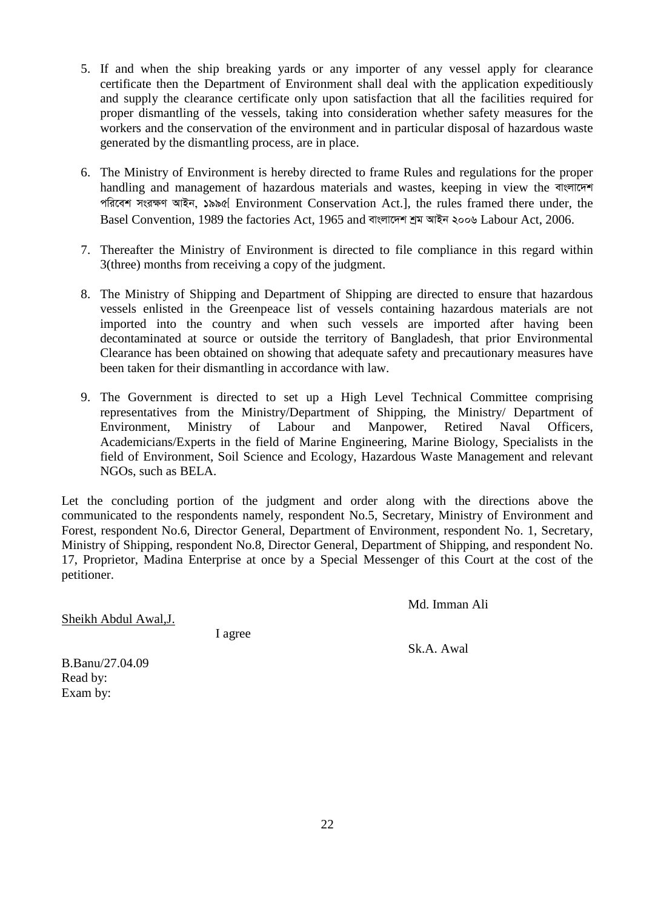5. If and when the ship breaking yards or any importer of any vessel apply for clearance certificate then the Department of Environment shall deal with the application expeditiously and supply the clearance certificate only upon satisfaction that all the facilities required for proper dismantling of the vessels, taking into consideration whether safety measures for the workers and the conservation of the environment and in particular disposal of hazardous waste generated by the dismantling process, are in place.

6. The Ministry of Environment is hereby directed to frame Rules and regulations for the proper handling and management of hazardous materials and wastes, keeping in view the বাংলাদেশ পরিবেশ সংরক্ষণ আইন, ১৯৯৫[ Environment Conservation Act.], the rules framed there under, the Basel Convention, 1989 the factories Act, 1965 and বাংলাদেশ শ্রম আইন ২০০৬ Labour Act, 2006.

7. Thereafter the Ministry of Environment is directed to file compliance in this regard within 3(three) months from receiving a copy of the judgment.

8. The Ministry of Shipping and Department of Shipping are directed to ensure that hazardous vessels enlisted in the Greenpeace list of vessels containing hazardous materials are not imported into the country and when such vessels are imported after having been decontaminated at source or outside the territory of Bangladesh, that prior Environmental Clearance has been obtained on showing that adequate safety and precautionary measures have been taken for their dismantling in accordance with law.

9. The Government is directed to set up a High Level Technical Committee comprising representatives from the Ministry/Department of Shipping, the Ministry/ Department of Environment, Ministry of Labour and Manpower, Retired Naval Officers, Academicians/Experts in the field of Marine Engineering, Marine Biology, Specialists in the field of Environment, Soil Science and Ecology, Hazardous Waste Management and relevant NGOs, such as BELA.

Let the concluding portion of the judgment and order along with the directions above the communicated to the respondents namely, respondent No.5, Secretary, Ministry of Environment and Forest, respondent No.6, Director General, Department of Environment, respondent No. 1, Secretary, Ministry of Shipping, respondent No.8, Director General, Department of Shipping, and respondent No. 17, Proprietor, Madina Enterprise at once by a Special Messenger of this Court at the cost of the petitioner.

Md. Imman Ali

Sheikh Abdul Awal,J.

I agree

Sk.A. Awal

B.Banu/27.04.09
Read by:
Exam by: